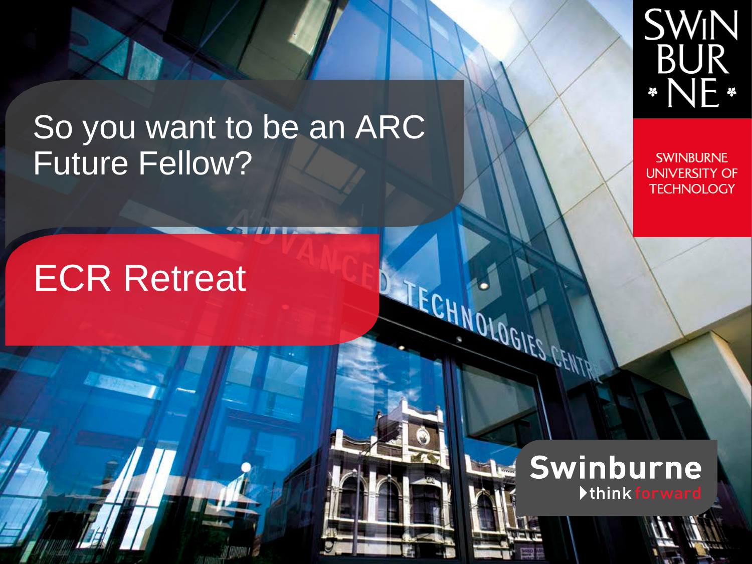# So you want to be an ARC Future Fellow?

## ECR Retreat

SWINBURNE UNIVERSITY OF TECHNOLOGY

Swinburne think forward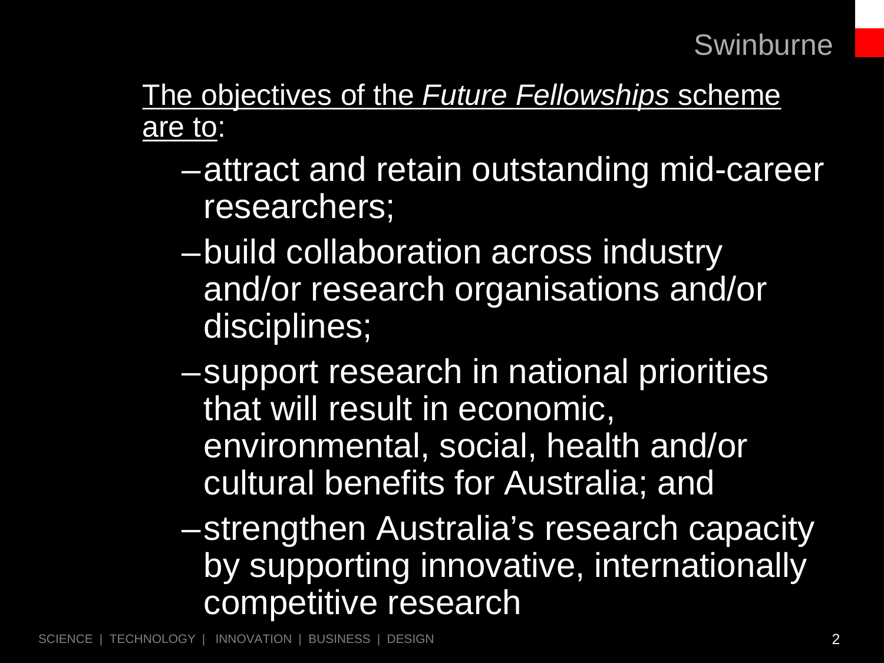The objectives of the *Future Fellowships* scheme are to:

- attract and retain outstanding mid-career researchers;
- build collaboration across industry and/or research organisations and/or disciplines;
- support research in national priorities that will result in economic, environmental, social, health and/or cultural benefits for Australia; and
- strengthen Australia's research capacity by supporting innovative, internationally competitive research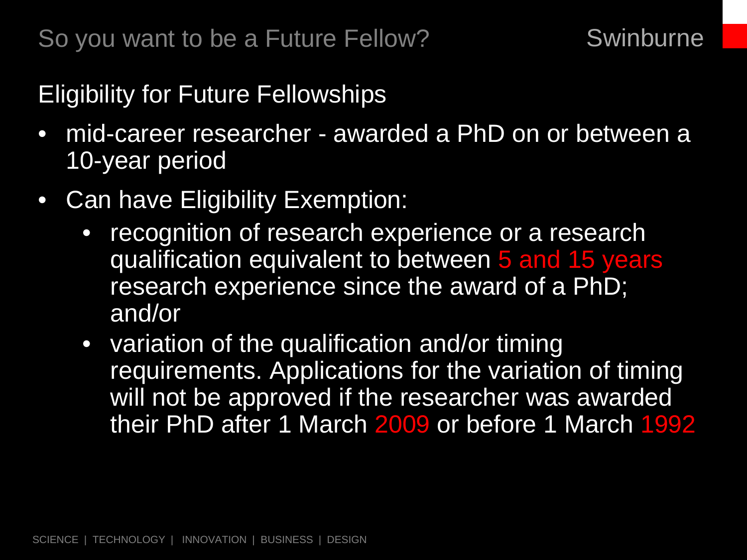## Eligibility for Future Fellowships

- mid-career researcher - awarded a PhD on or between a 10-year period
- Can have Eligibility Exemption:
  - recognition of research experience or a research qualification equivalent to between 5 and 15 years research experience since the award of a PhD; and/or
  - variation of the qualification and/or timing requirements. Applications for the variation of timing will not be approved if the researcher was awarded their PhD after 1 March 2009 or before 1 March 1992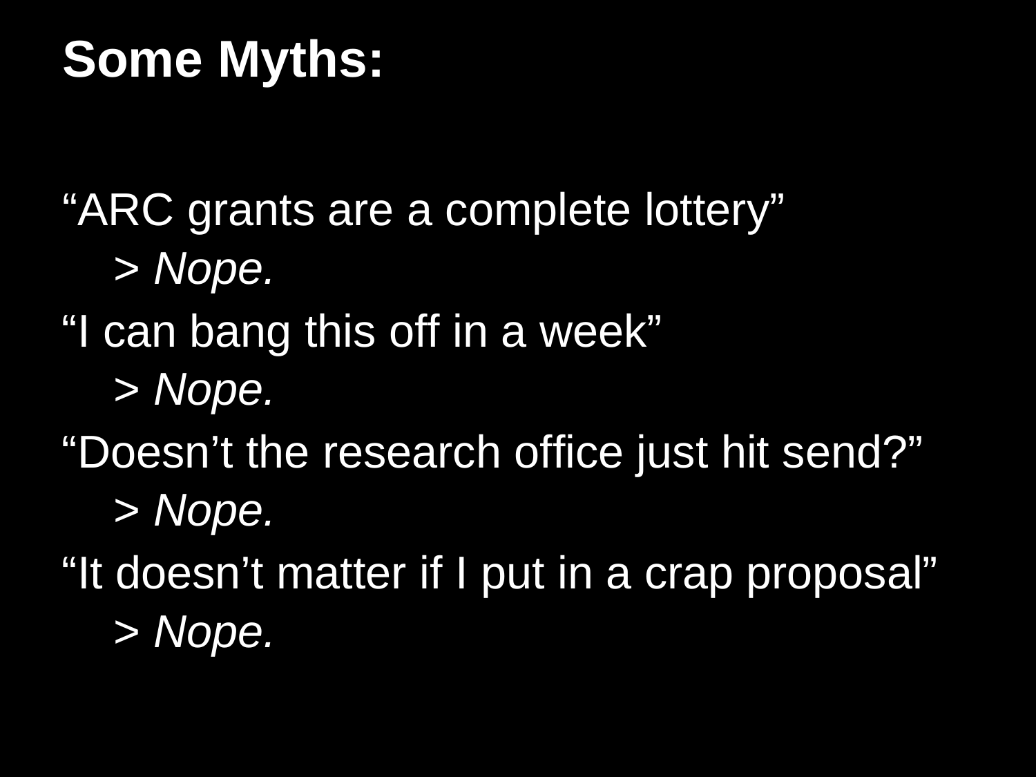# Some Myths:

"ARC grants are a complete lottery"

> > *Nope.*

"I can bang this off in a week"

> > *Nope.*

"Doesn't the research office just hit send?"

> > *Nope.*

"It doesn't matter if I put in a crap proposal"

> > *Nope.*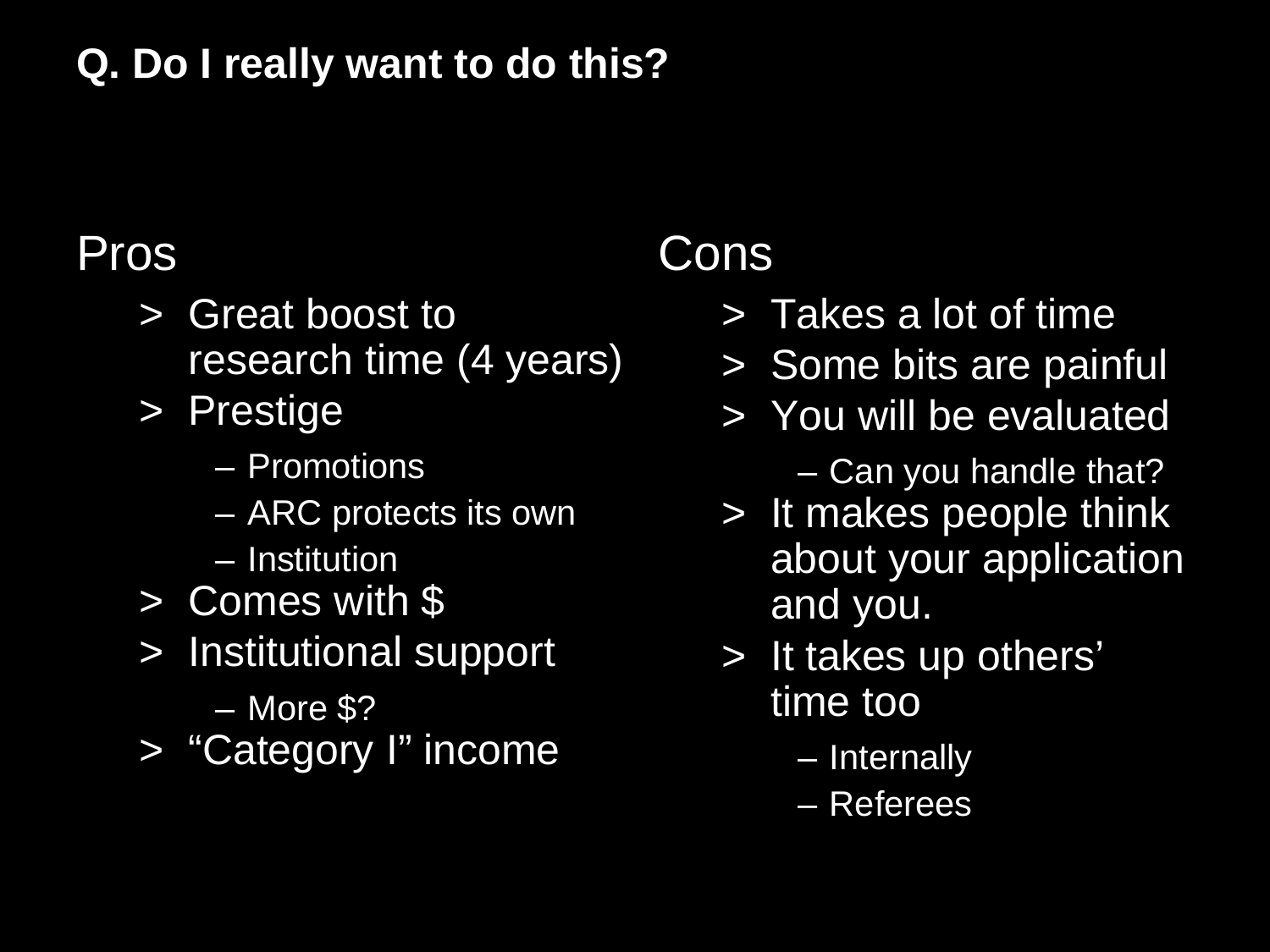## Q. Do I really want to do this?

### Pros

- Great boost to research time (4 years)
- Prestige
  - Promotions
  - ARC protects its own
  - Institution
- Comes with $
- Institutional support
  - More $?
- "Category I" income

### Cons

- Takes a lot of time
- Some bits are painful
- You will be evaluated
  - Can you handle that?
- It makes people think about your application and you.
- It takes up others' time too
  - Internally
  - Referees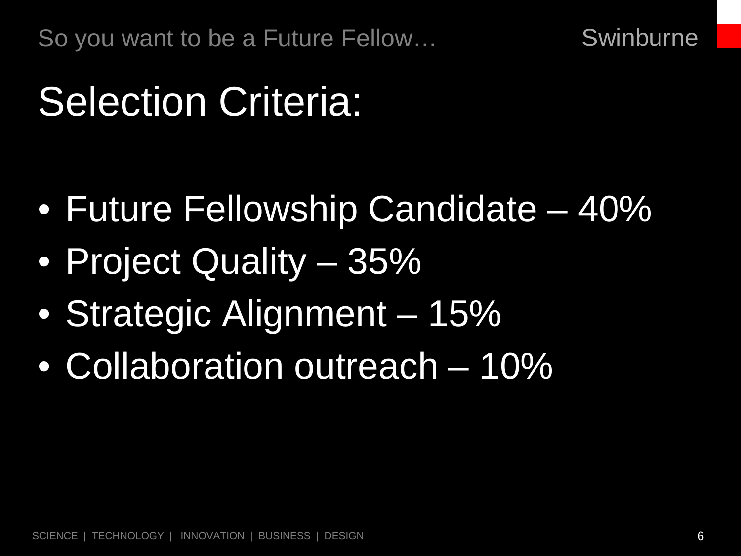# Selection Criteria:

- Future Fellowship Candidate – 40%
- Project Quality – 35%
- Strategic Alignment – 15%
- Collaboration outreach – 10%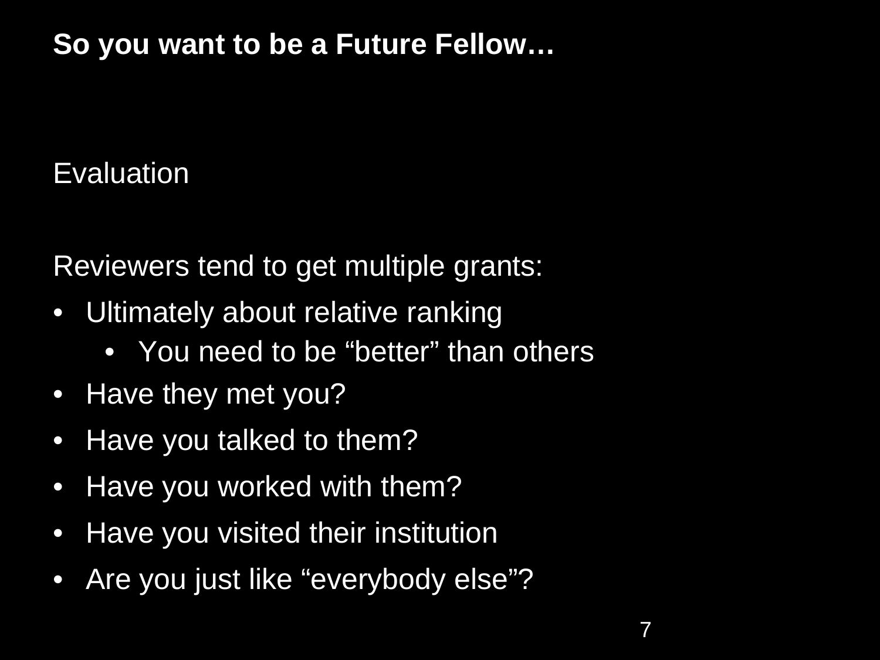**So you want to be a Future Fellow…**

Evaluation

Reviewers tend to get multiple grants:

- Ultimately about relative ranking
  - You need to be “better” than others
- Have they met you?
- Have you talked to them?
- Have you worked with them?
- Have you visited their institution
- Are you just like “everybody else”?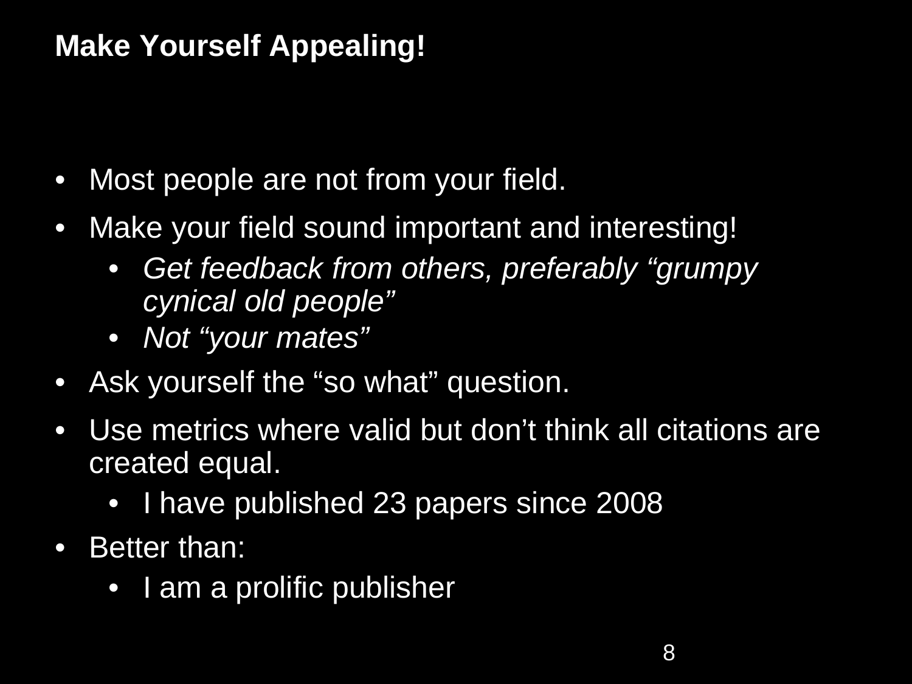# Make Yourself Appealing!

- Most people are not from your field.
- Make your field sound important and interesting!
  - *Get feedback from others, preferably "grumpy cynical old people"*
  - *Not "your mates"*
- Ask yourself the "so what" question.
- Use metrics where valid but don't think all citations are created equal.
  - I have published 23 papers since 2008
- Better than:
  - I am a prolific publisher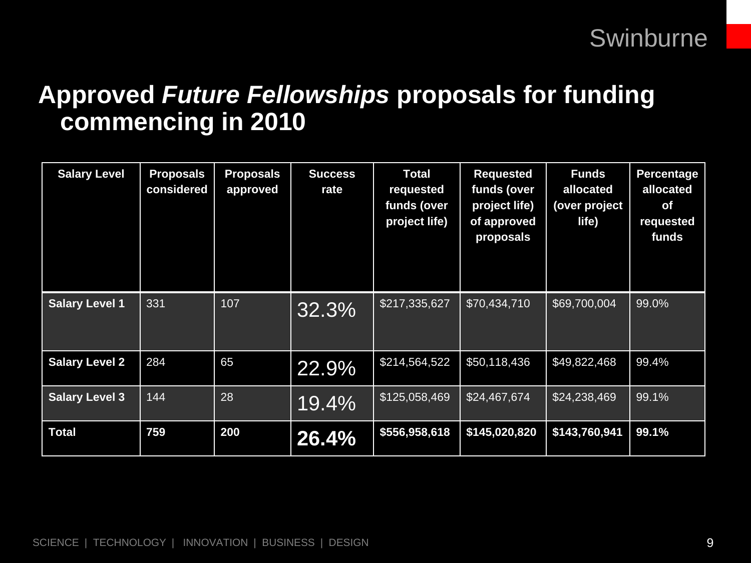# Approved *Future Fellowships* proposals for funding commencing in 2010

| Salary Level | Proposals considered | Proposals approved | Success rate | Total requested funds (over project life) | Requested funds (over project life) of approved proposals | Funds allocated (over project life) | Percentage allocated of requested funds |
|---|---|---|---|---|---|---|---|
| **Salary Level 1** | 331 | 107 | 32.3% | $217,335,627 | $70,434,710 | $69,700,004 | 99.0% |
| **Salary Level 2** | 284 | 65 | 22.9% | $214,564,522 | $50,118,436 | $49,822,468 | 99.4% |
| **Salary Level 3** | 144 | 28 | 19.4% | $125,058,469 | $24,467,674 | $24,238,469 | 99.1% |
| **Total** | **759** | **200** | **26.4%** | **$556,958,618** | **$145,020,820** | **$143,760,941** | **99.1%** |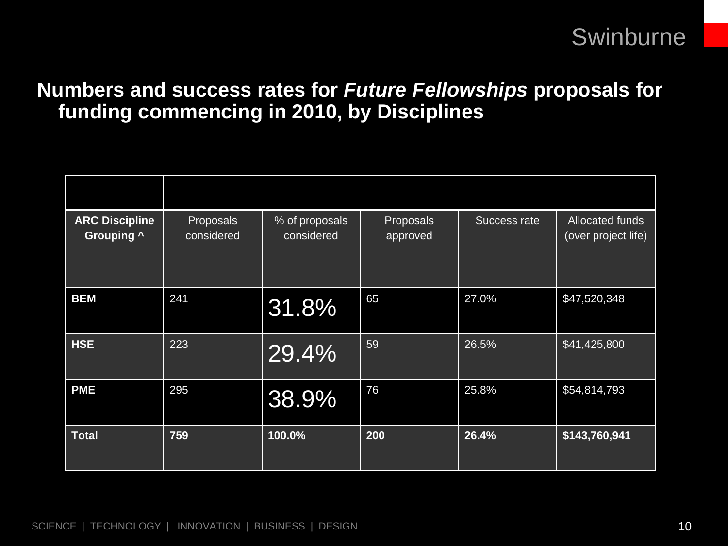## Numbers and success rates for *Future Fellowships* proposals for funding commencing in 2010, by Disciplines

| ARC Discipline Grouping ^ | Proposals considered | % of proposals considered | Proposals approved | Success rate | Allocated funds (over project life) |
|---|---|---|---|---|---|
| **BEM** | 241 | 31.8% | 65 | 27.0% | $47,520,348 |
| **HSE** | 223 | 29.4% | 59 | 26.5% | $41,425,800 |
| **PME** | 295 | 38.9% | 76 | 25.8% | $54,814,793 |
| **Total** | **759** | **100.0%** | **200** | **26.4%** | **$143,760,941** |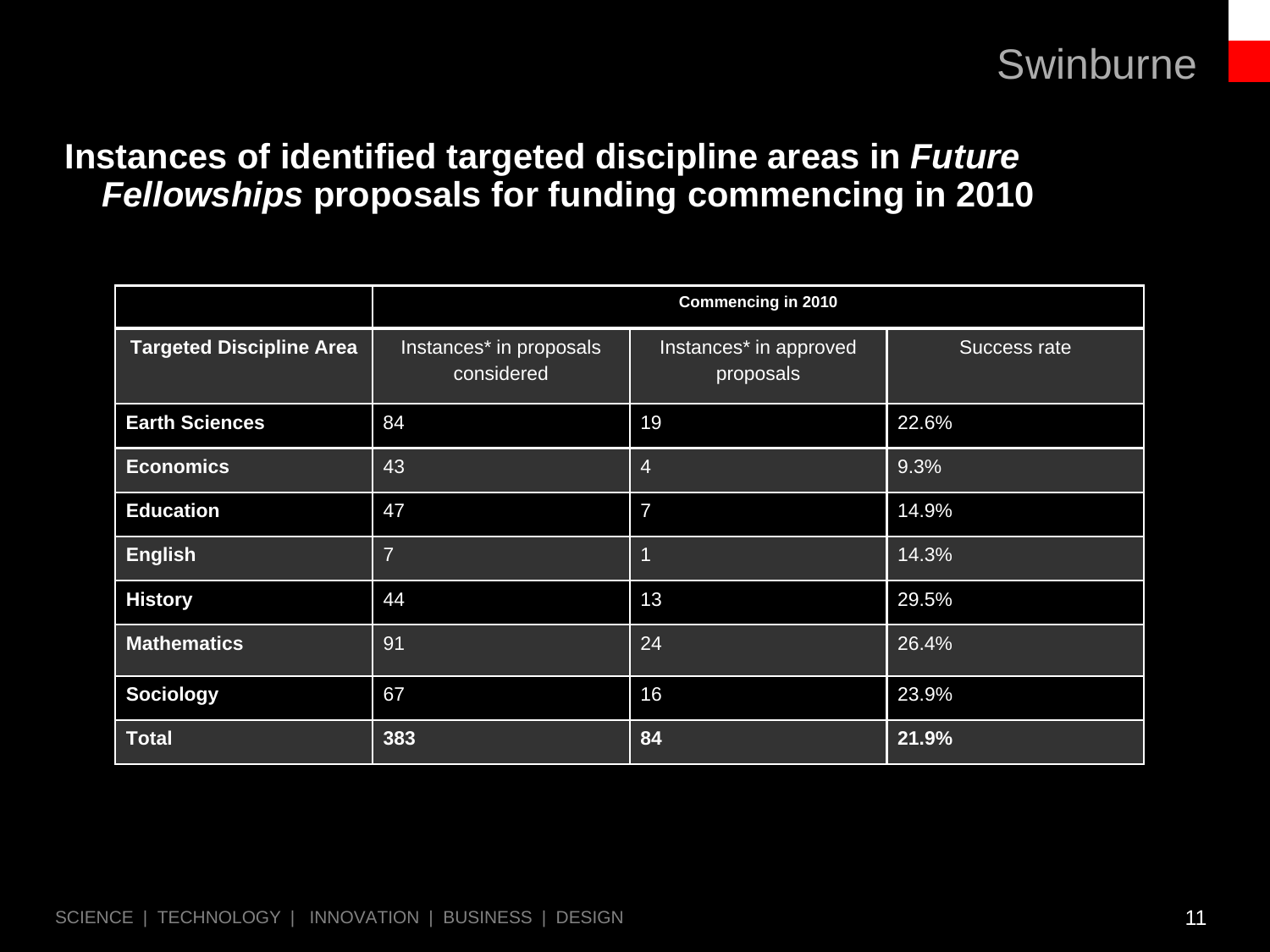## Instances of identified targeted discipline areas in *Future Fellowships* proposals for funding commencing in 2010

| | **Commencing in 2010** | | |
|---|---|---|---|
| **Targeted Discipline Area** | Instances* in proposals considered | Instances* in approved proposals | Success rate |
| **Earth Sciences** | 84 | 19 | 22.6% |
| **Economics** | 43 | 4 | 9.3% |
| **Education** | 47 | 7 | 14.9% |
| **English** | 7 | 1 | 14.3% |
| **History** | 44 | 13 | 29.5% |
| **Mathematics** | 91 | 24 | 26.4% |
| **Sociology** | 67 | 16 | 23.9% |
| **Total** | **383** | **84** | **21.9%** |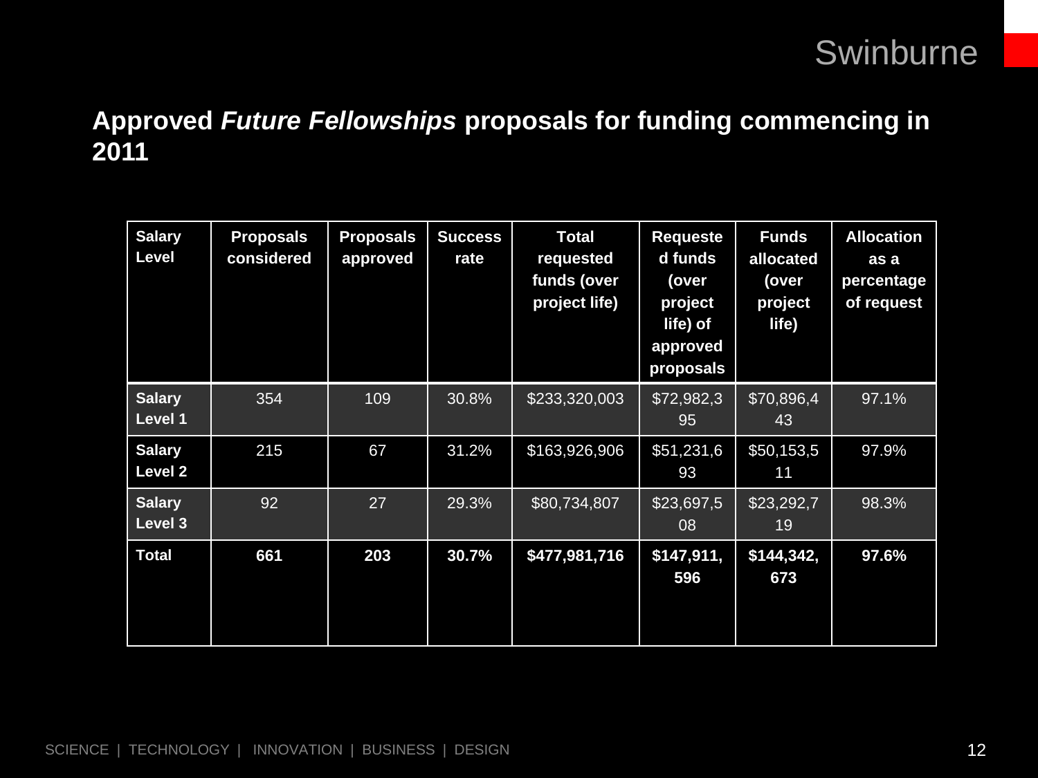## Approved *Future Fellowships* proposals for funding commencing in 2011

| Salary Level | Proposals considered | Proposals approved | Success rate | Total requested funds (over project life) | Requested funds (over project life) of approved proposals | Funds allocated (over project life) | Allocation as a percentage of request |
|---|---|---|---|---|---|---|---|
| **Salary Level 1** | 354 | 109 | 30.8% | $233,320,003 | $72,982,395 | $70,896,443 | 97.1% |
| **Salary Level 2** | 215 | 67 | 31.2% | $163,926,906 | $51,231,693 | $50,153,511 | 97.9% |
| **Salary Level 3** | 92 | 27 | 29.3% | $80,734,807 | $23,697,508 | $23,292,719 | 98.3% |
| **Total** | **661** | **203** | **30.7%** | **$477,981,716** | **$147,911,596** | **$144,342,673** | **97.6%** |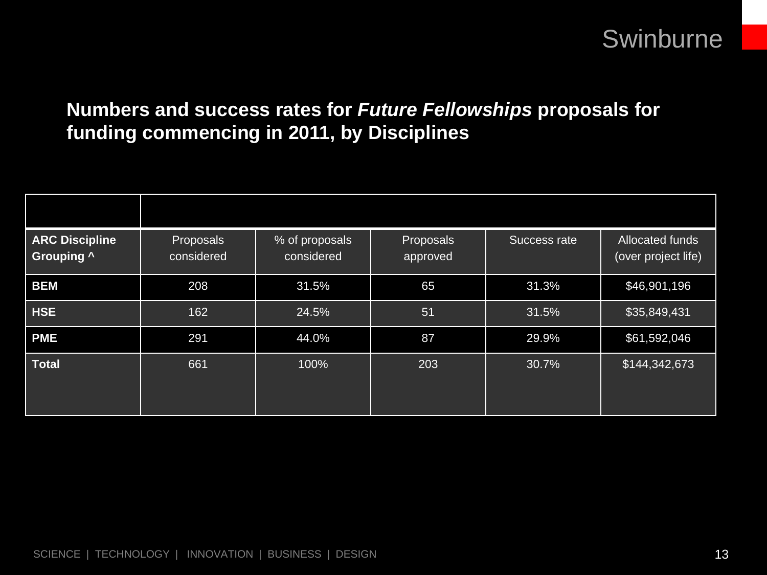## Numbers and success rates for *Future Fellowships* proposals for funding commencing in 2011, by Disciplines

| **ARC Discipline Grouping ^** | Proposals considered | % of proposals considered | Proposals approved | Success rate | Allocated funds (over project life) |
|---|---|---|---|---|---|
| **BEM** | 208 | 31.5% | 65 | 31.3% | $46,901,196 |
| **HSE** | 162 | 24.5% | 51 | 31.5% | $35,849,431 |
| **PME** | 291 | 44.0% | 87 | 29.9% | $61,592,046 |
| **Total** | 661 | 100% | 203 | 30.7% | $144,342,673 |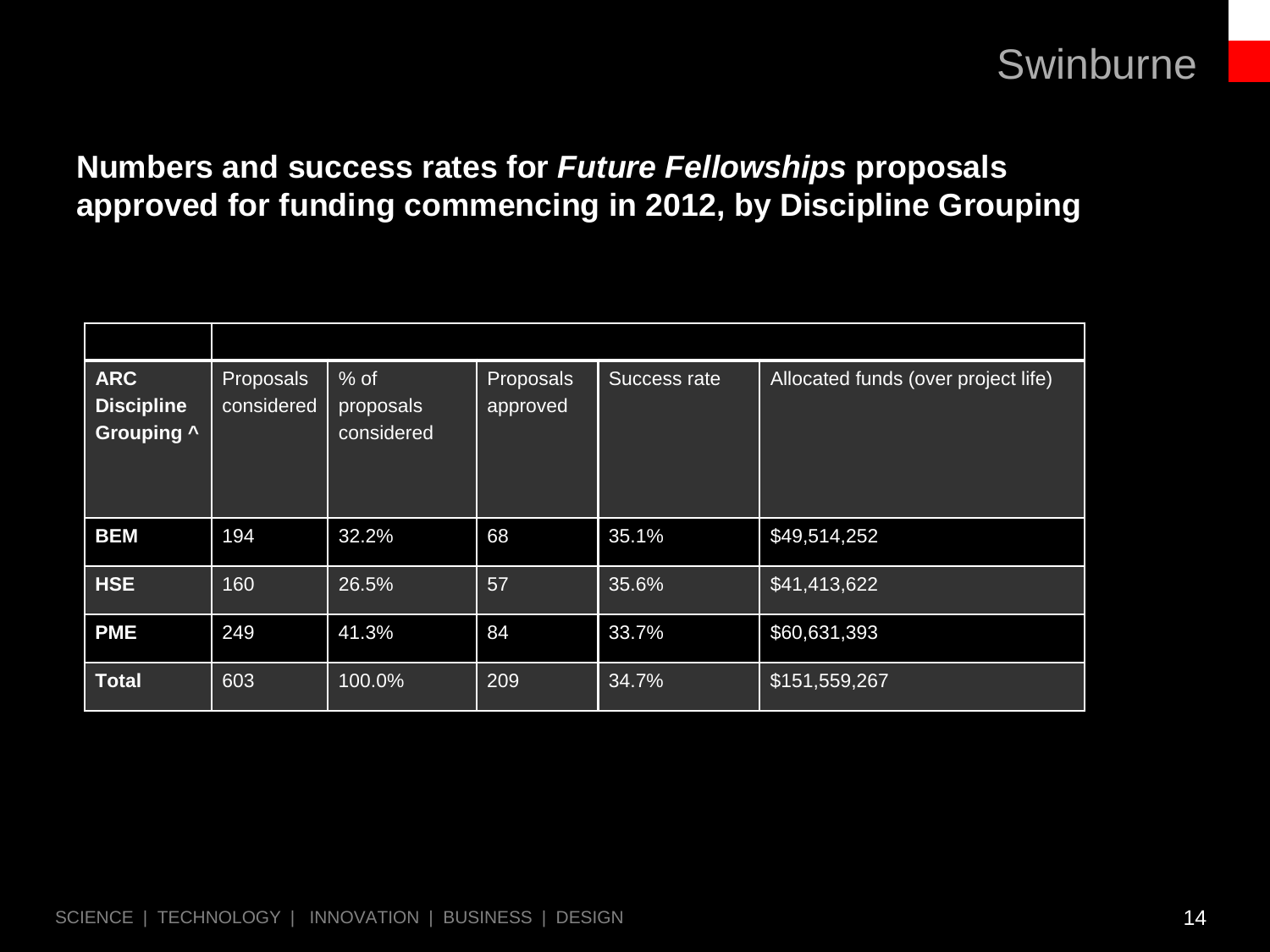## Numbers and success rates for *Future Fellowships* proposals approved for funding commencing in 2012, by Discipline Grouping

| ARC Discipline Grouping ^ | Proposals considered | % of proposals considered | Proposals approved | Success rate | Allocated funds (over project life) |
|---|---|---|---|---|---|
| **BEM** | 194 | 32.2% | 68 | 35.1% | $49,514,252 |
| **HSE** | 160 | 26.5% | 57 | 35.6% | $41,413,622 |
| **PME** | 249 | 41.3% | 84 | 33.7% | $60,631,393 |
| **Total** | 603 | 100.0% | 209 | 34.7% | $151,559,267 |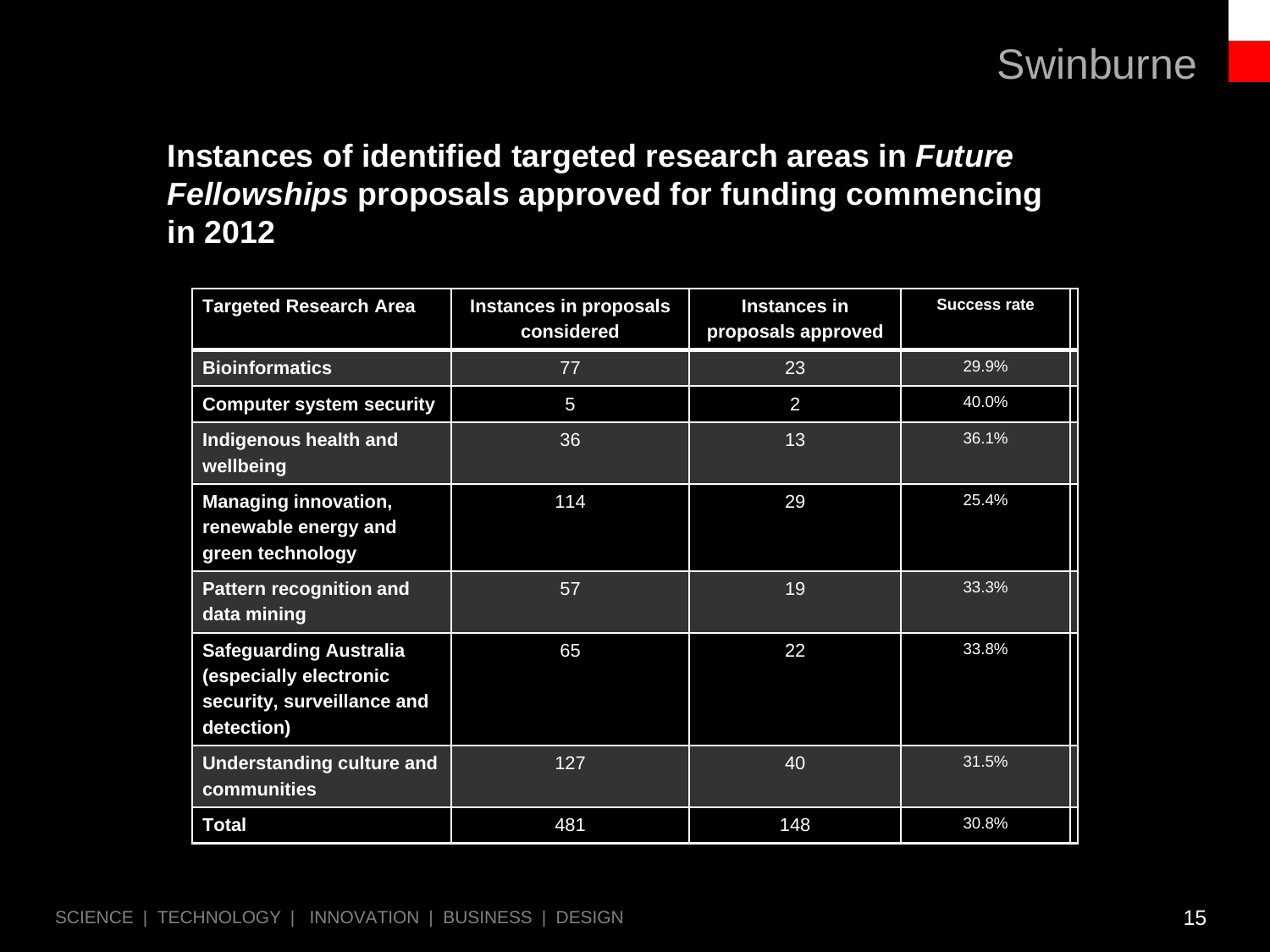## Instances of identified targeted research areas in *Future Fellowships* proposals approved for funding commencing in 2012

| Targeted Research Area | Instances in proposals considered | Instances in proposals approved | Success rate |
|---|---|---|---|
| **Bioinformatics** | 77 | 23 | 29.9% |
| **Computer system security** | 5 | 2 | 40.0% |
| **Indigenous health and wellbeing** | 36 | 13 | 36.1% |
| **Managing innovation, renewable energy and green technology** | 114 | 29 | 25.4% |
| **Pattern recognition and data mining** | 57 | 19 | 33.3% |
| **Safeguarding Australia (especially electronic security, surveillance and detection)** | 65 | 22 | 33.8% |
| **Understanding culture and communities** | 127 | 40 | 31.5% |
| **Total** | 481 | 148 | 30.8% |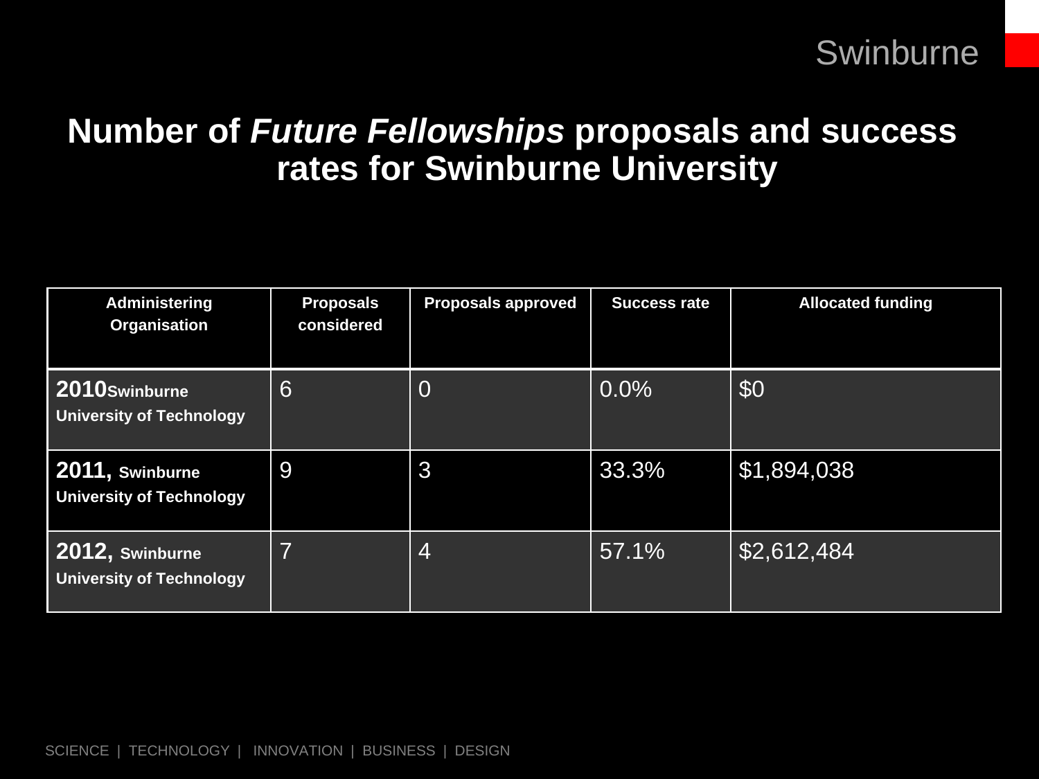## Number of *Future Fellowships* proposals and success rates for Swinburne University

| Administering Organisation | Proposals considered | Proposals approved | Success rate | Allocated funding |
|---|---|---|---|---|
| **2010 Swinburne University of Technology** | 6 | 0 | 0.0% | $0 |
| **2011, Swinburne University of Technology** | 9 | 3 | 33.3% | $1,894,038 |
| **2012, Swinburne University of Technology** | 7 | 4 | 57.1% | $2,612,484 |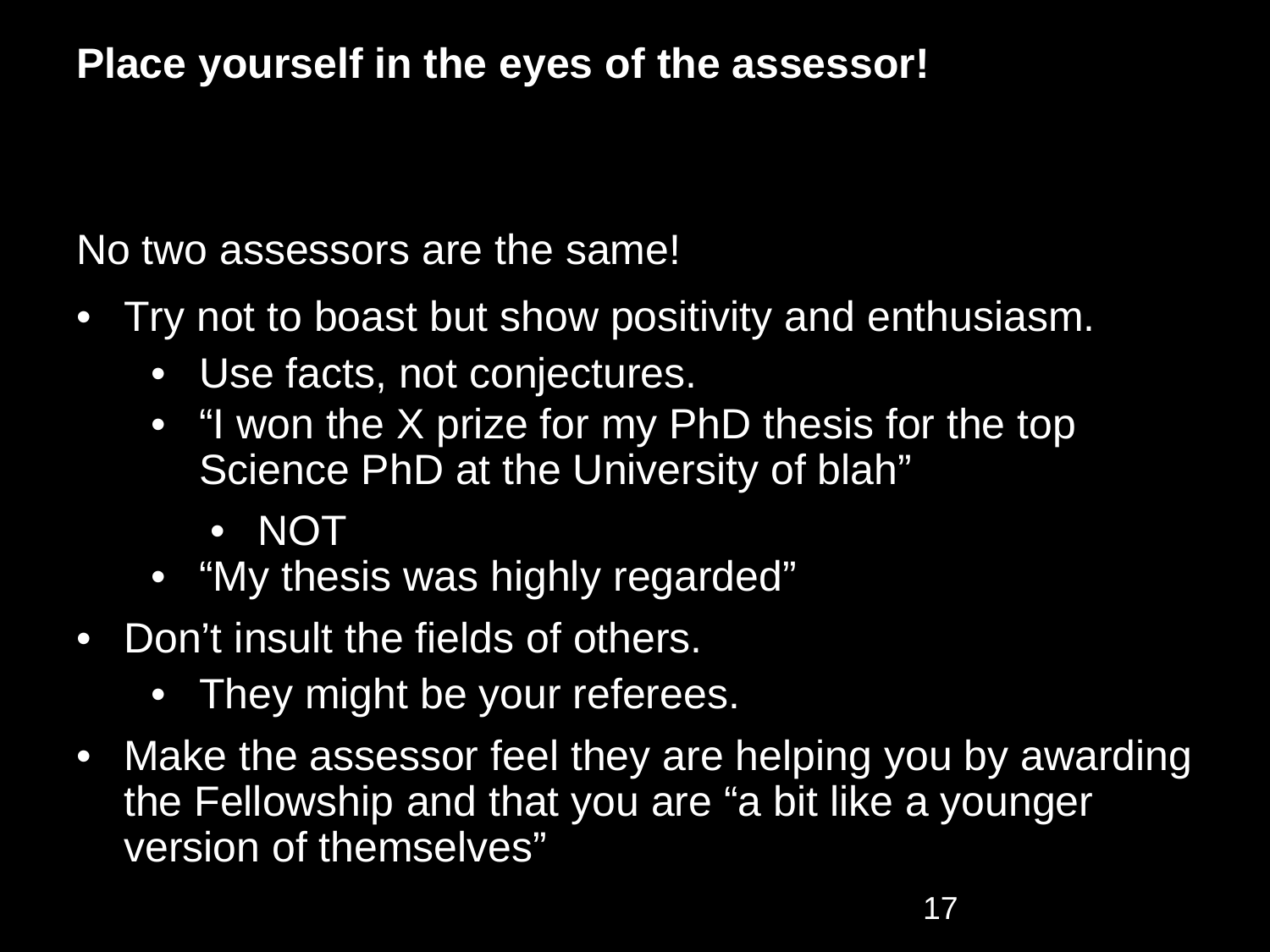**Place yourself in the eyes of the assessor!**

No two assessors are the same!

- Try not to boast but show positivity and enthusiasm.
  - Use facts, not conjectures.
  - "I won the X prize for my PhD thesis for the top Science PhD at the University of blah"
    - NOT
  - "My thesis was highly regarded"
- Don't insult the fields of others.
  - They might be your referees.
- Make the assessor feel they are helping you by awarding the Fellowship and that you are "a bit like a younger version of themselves"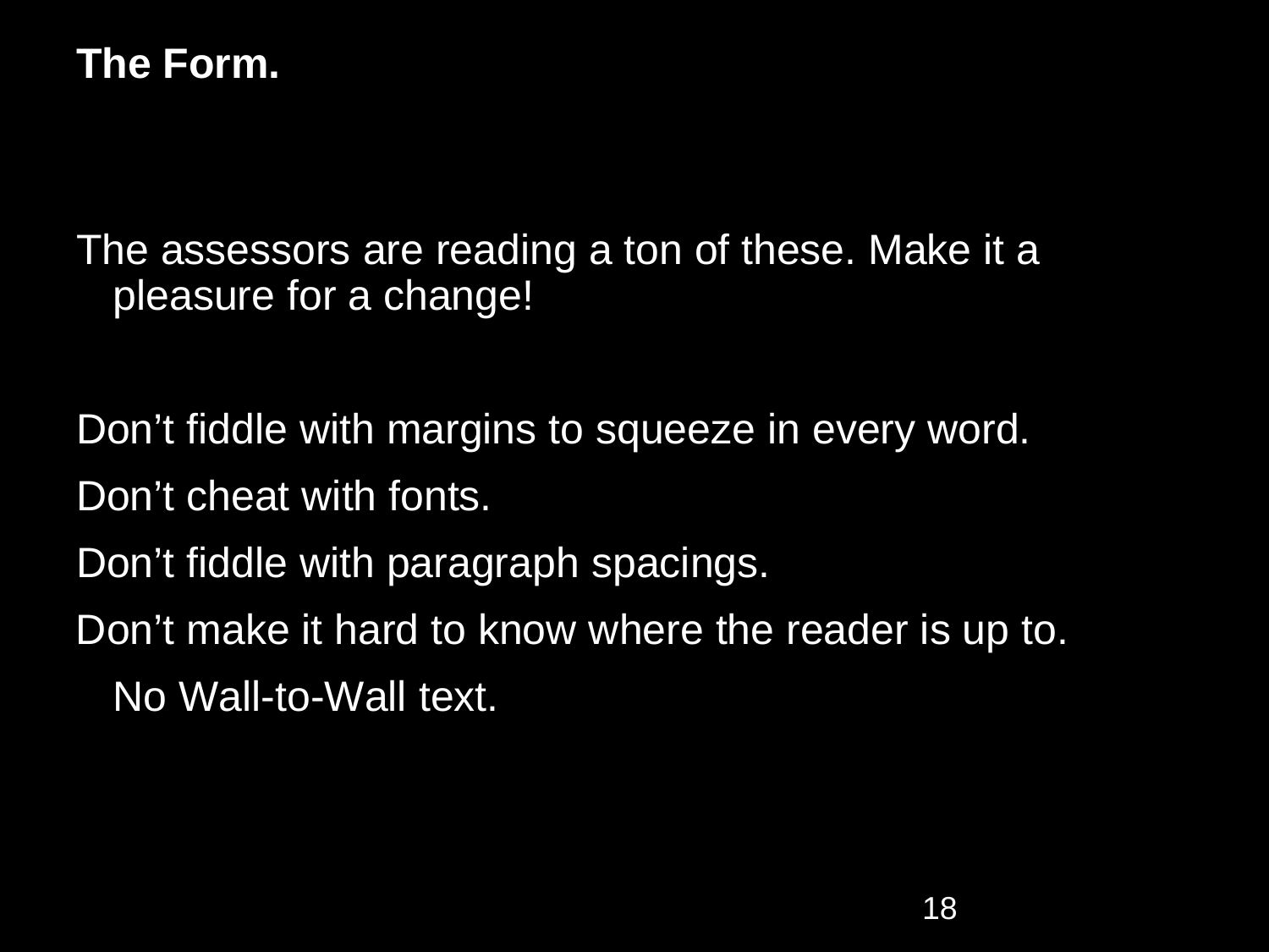**The Form.**

The assessors are reading a ton of these. Make it a pleasure for a change!

Don’t fiddle with margins to squeeze in every word.

Don’t cheat with fonts.

Don’t fiddle with paragraph spacings.

Don’t make it hard to know where the reader is up to.

No Wall-to-Wall text.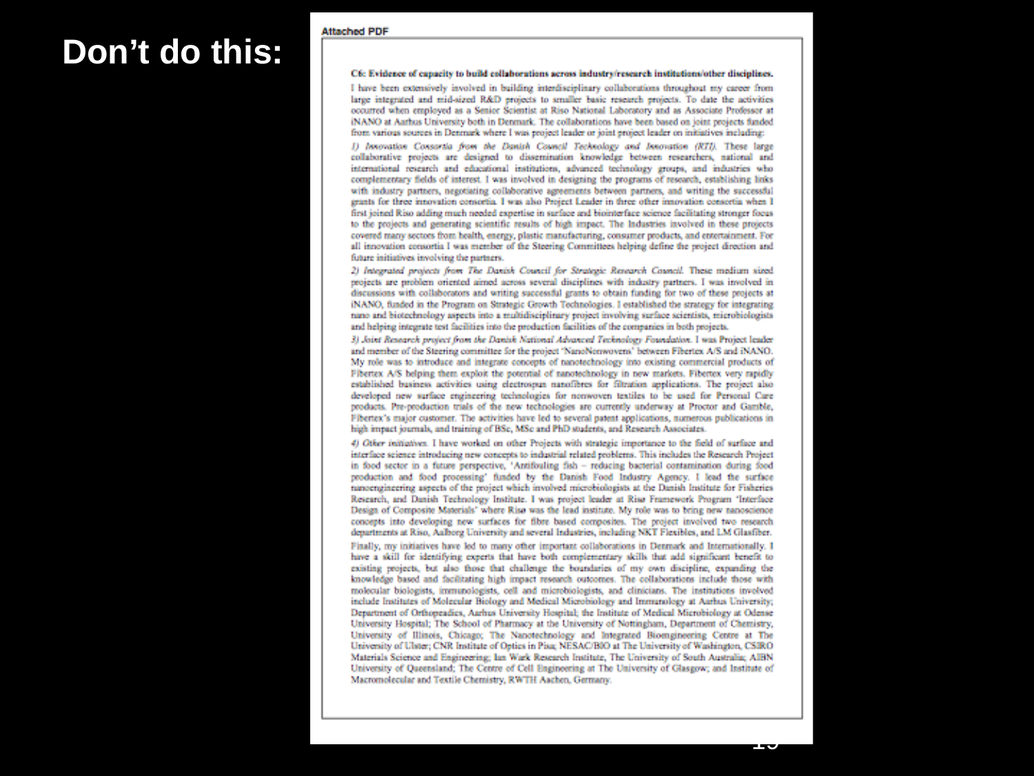# Don't do this:

**Attached PDF**

**C6: Evidence of capacity to build collaborations across industry/research institutions/other disciplines.**

I have been extensively involved in building interdisciplinary collaborations throughout my career from large integrated and mid-sized R&D projects to smaller basic research projects. To date the activities occurred when employed as a Senior Scientist at Riso National Laboratory and as Associate Professor at iNANO at Aarhus University both in Denmark. The collaborations have been based on joint projects funded from various sources in Denmark where I was project leader or joint project leader on initiatives including:

*1) Innovation Consortia from the Danish Council Technology and Innovation (RTI).* These large collaborative projects are designed to dissemination knowledge between researchers, national and international research and educational institutions, advanced technology groups, and industries who complementary fields of interest. I was involved in designing the programs of research, establishing links with industry partners, negotiating collaborative agreements between partners, and writing the successful grants for three innovation consortia. I was also Project Leader in three other innovation consortia when I first joined Riso adding much needed expertise in surface and biointerface science facilitating stronger focus to the projects and generating scientific results of high impact. The Industries involved in these projects covered many sectors from health, energy, plastic manufacturing, consumer products, and entertainment. For all innovation consortia I was member of the Steering Committees helping define the project direction and future initiatives involving the partners.

*2) Integrated projects from The Danish Council for Strategic Research Council.* These medium sized projects are problem oriented aimed across several disciplines with industry partners. I was involved in discussions with collaborators and writing successful grants to obtain funding for two of these projects at iNANO, funded in the Program on Strategic Growth Technologies. I established the strategy for integrating nano and biotechnology aspects into a multidisciplinary project involving surface scientists, microbiologists and helping integrate test facilities into the production facilities of the companies in both projects.

*3) Joint Research project from the Danish National Advanced Technology Foundation.* I was Project leader and member of the Steering committee for the project 'NanoNonwovens' between Fibertex A/S and iNANO. My role was to introduce and integrate concepts of nanotechnology into existing commercial products of Fibertex A/S helping them exploit the potential of nanotechnology in new markets. Fibertex very rapidly established business activities using electrospun nanofibres for filtration applications. The project also developed new surface engineering technologies for nonwoven textiles to be used for Personal Care products. Pre-production trials of the new technologies are currently underway at Proctor and Gamble, Fibertex's major customer. The activities have led to several patent applications, numerous publications in high impact journals, and training of BSc, MSc and PhD students, and Research Associates.

*4) Other initiatives.* I have worked on other Projects with strategic importance to the field of surface and interface science introducing new concepts to industrial related problems. This includes the Research Project in food sector in a future perspective, 'Antifouling fish – reducing bacterial contamination during food production and food processing' funded by the Danish Food Industry Agency. I lead the surface nanoengineering aspects of the project which involved microbiologists at the Danish Institute for Fisheries Research, and Danish Technology Institute. I was project leader at Riso Framework Program 'Interface Design of Composite Materials' where Riso was the lead institute. My role was to bring new nanoscience concepts into developing new surfaces for fibre based composites. The project involved two research departments at Riso, Aalborg University and several Industries, including NKT Flexibles, and LM Glasfiber.

Finally, my initiatives have led to many other important collaborations in Denmark and Internationally. I have a skill for identifying experts that have both complementary skills that add significant benefit to existing projects, but also those that challenge the boundaries of my own discipline, expanding the knowledge based and facilitating high impact research outcomes. The collaborations include those with molecular biologists, immunologists, cell and microbiologists, and clinicians. The institutions involved include Institutes of Molecular Biology and Medical Microbiology and Immunology at Aarhus University; Department of Orthopaedics, Aarhus University Hospital; the Institute of Medical Microbiology at Odense University Hospital; The School of Pharmacy at the University of Nottingham, Department of Chemistry, University of Illinois, Chicago; The Nanotechnology and Integrated Bioengineering Centre at The University of Ulster; CNR Institute of Optics in Pisa; NESAC/BIO at The University of Washington, CSIRO Materials Science and Engineering; Ian Wark Research Institute, The University of South Australia; AIBN University of Queensland; The Centre of Cell Engineering at The University of Glasgow; and Institute of Macromolecular and Textile Chemistry, RWTH Aachen, Germany.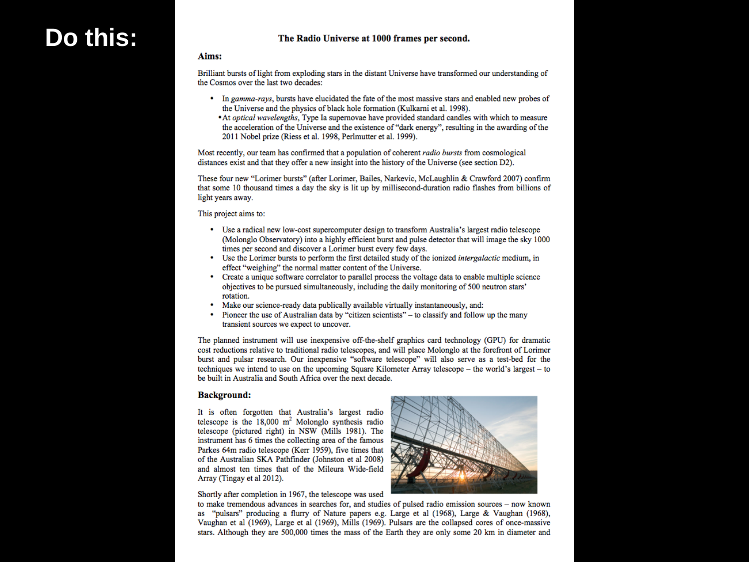Do this:

## The Radio Universe at 1000 frames per second.

### Aims:

Brilliant bursts of light from exploding stars in the distant Universe have transformed our understanding of the Cosmos over the last two decades:

- In *gamma-rays*, bursts have elucidated the fate of the most massive stars and enabled new probes of the Universe and the physics of black hole formation (Kulkarni et al. 1998).
- At *optical wavelengths*, Type Ia supernovae have provided standard candles with which to measure the acceleration of the Universe and the existence of "dark energy", resulting in the awarding of the 2011 Nobel prize (Riess et al. 1998, Perlmutter et al. 1999).

Most recently, our team has confirmed that a population of coherent *radio bursts* from cosmological distances exist and that they offer a new insight into the history of the Universe (see section D2).

These four new "Lorimer bursts" (after Lorimer, Bailes, Narkevic, McLaughlin & Crawford 2007) confirm that some 10 thousand times a day the sky is lit up by millisecond-duration radio flashes from billions of light years away.

This project aims to:

- Use a radical new low-cost supercomputer design to transform Australia's largest radio telescope (Molonglo Observatory) into a highly efficient burst and pulse detector that will image the sky 1000 times per second and discover a Lorimer burst every few days.
- Use the Lorimer bursts to perform the first detailed study of the ionized *intergalactic* medium, in effect "weighing" the normal matter content of the Universe.
- Create a unique software correlator to parallel process the voltage data to enable multiple science objectives to be pursued simultaneously, including the daily monitoring of 500 neutron stars' rotation.
- Make our science-ready data publically available virtually instantaneously, and:
- Pioneer the use of Australian data by "citizen scientists" – to classify and follow up the many transient sources we expect to uncover.

The planned instrument will use inexpensive off-the-shelf graphics card technology (GPU) for dramatic cost reductions relative to traditional radio telescopes, and will place Molonglo at the forefront of Lorimer burst and pulsar research. Our inexpensive "software telescope" will also serve as a test-bed for the techniques we intend to use on the upcoming Square Kilometer Array telescope – the world's largest – to be built in Australia and South Africa over the next decade.

### Background:

It is often forgotten that Australia's largest radio telescope is the 18,000 $m^2$ Molonglo synthesis radio telescope (pictured right) in NSW (Mills 1981). The instrument has 6 times the collecting area of the famous Parkes 64m radio telescope (Kerr 1959), five times that of the Australian SKA Pathfinder (Johnston et al 2008) and almost ten times that of the Mileura Wide-field Array (Tingay et al 2012).

Shortly after completion in 1967, the telescope was used to make tremendous advances in searches for, and studies of pulsed radio emission sources – now known as "pulsars" producing a flurry of Nature papers e.g. Large et al (1968), Large & Vaughan (1968), Vaughan et al (1969), Large et al (1969), Mills (1969). Pulsars are the collapsed cores of once-massive stars. Although they are 500,000 times the mass of the Earth they are only some 20 km in diameter and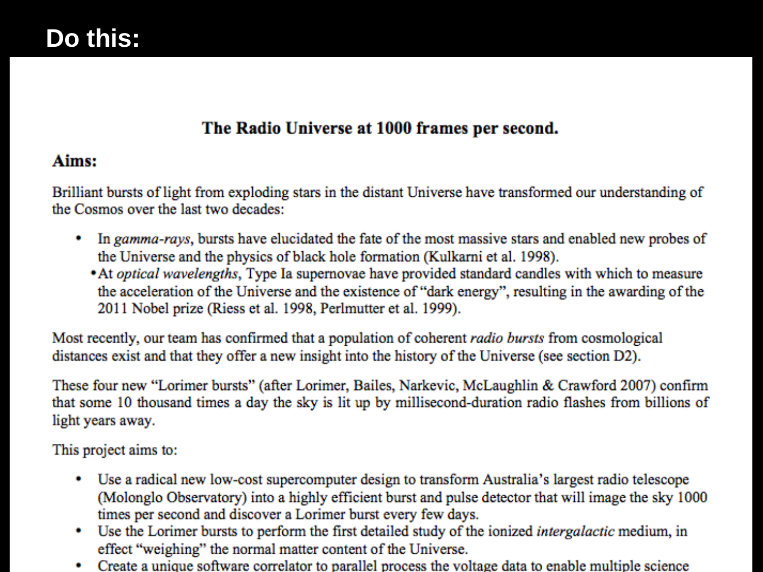Do this:

# The Radio Universe at 1000 frames per second.

## Aims:

Brilliant bursts of light from exploding stars in the distant Universe have transformed our understanding of the Cosmos over the last two decades:

- In *gamma-rays*, bursts have elucidated the fate of the most massive stars and enabled new probes of the Universe and the physics of black hole formation (Kulkarni et al. 1998).
- At *optical wavelengths*, Type Ia supernovae have provided standard candles with which to measure the acceleration of the Universe and the existence of "dark energy", resulting in the awarding of the 2011 Nobel prize (Riess et al. 1998, Perlmutter et al. 1999).

Most recently, our team has confirmed that a population of coherent *radio bursts* from cosmological distances exist and that they offer a new insight into the history of the Universe (see section D2).

These four new "Lorimer bursts" (after Lorimer, Bailes, Narkevic, McLaughlin & Crawford 2007) confirm that some 10 thousand times a day the sky is lit up by millisecond-duration radio flashes from billions of light years away.

This project aims to:

- Use a radical new low-cost supercomputer design to transform Australia's largest radio telescope (Molonglo Observatory) into a highly efficient burst and pulse detector that will image the sky 1000 times per second and discover a Lorimer burst every few days.
- Use the Lorimer bursts to perform the first detailed study of the ionized *intergalactic* medium, in effect "weighing" the normal matter content of the Universe.
- Create a unique software correlator to parallel process the voltage data to enable multiple science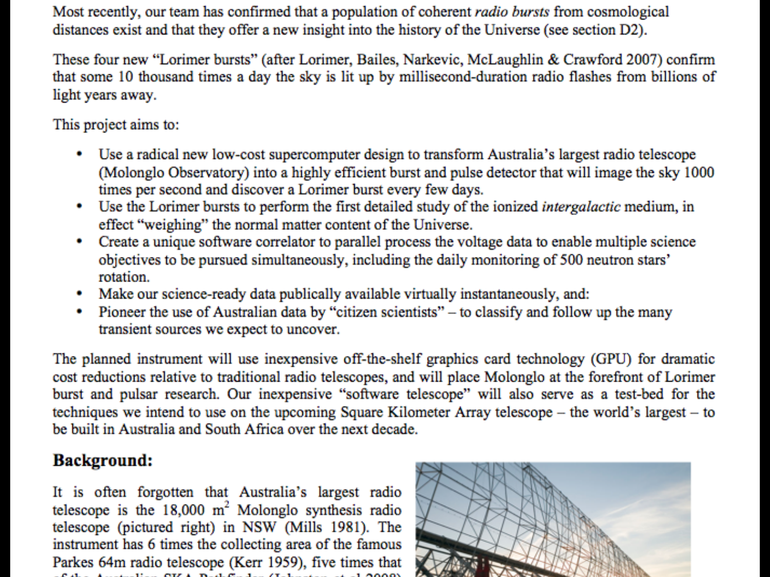Most recently, our team has confirmed that a population of coherent *radio bursts* from cosmological distances exist and that they offer a new insight into the history of the Universe (see section D2).

These four new "Lorimer bursts" (after Lorimer, Bailes, Narkevic, McLaughlin & Crawford 2007) confirm that some 10 thousand times a day the sky is lit up by millisecond-duration radio flashes from billions of light years away.

This project aims to:

- Use a radical new low-cost supercomputer design to transform Australia's largest radio telescope (Molonglo Observatory) into a highly efficient burst and pulse detector that will image the sky 1000 times per second and discover a Lorimer burst every few days.
- Use the Lorimer bursts to perform the first detailed study of the ionized *intergalactic* medium, in effect "weighing" the normal matter content of the Universe.
- Create a unique software correlator to parallel process the voltage data to enable multiple science objectives to be pursued simultaneously, including the daily monitoring of 500 neutron stars' rotation.
- Make our science-ready data publically available virtually instantaneously, and:
- Pioneer the use of Australian data by "citizen scientists" – to classify and follow up the many transient sources we expect to uncover.

The planned instrument will use inexpensive off-the-shelf graphics card technology (GPU) for dramatic cost reductions relative to traditional radio telescopes, and will place Molonglo at the forefront of Lorimer burst and pulsar research. Our inexpensive "software telescope" will also serve as a test-bed for the techniques we intend to use on the upcoming Square Kilometer Array telescope – the world's largest – to be built in Australia and South Africa over the next decade.

## Background:

It is often forgotten that Australia's largest radio telescope is the 18,000 m$^2$ Molonglo synthesis radio telescope (pictured right) in NSW (Mills 1981). The instrument has 6 times the collecting area of the famous Parkes 64m radio telescope (Kerr 1959), five times that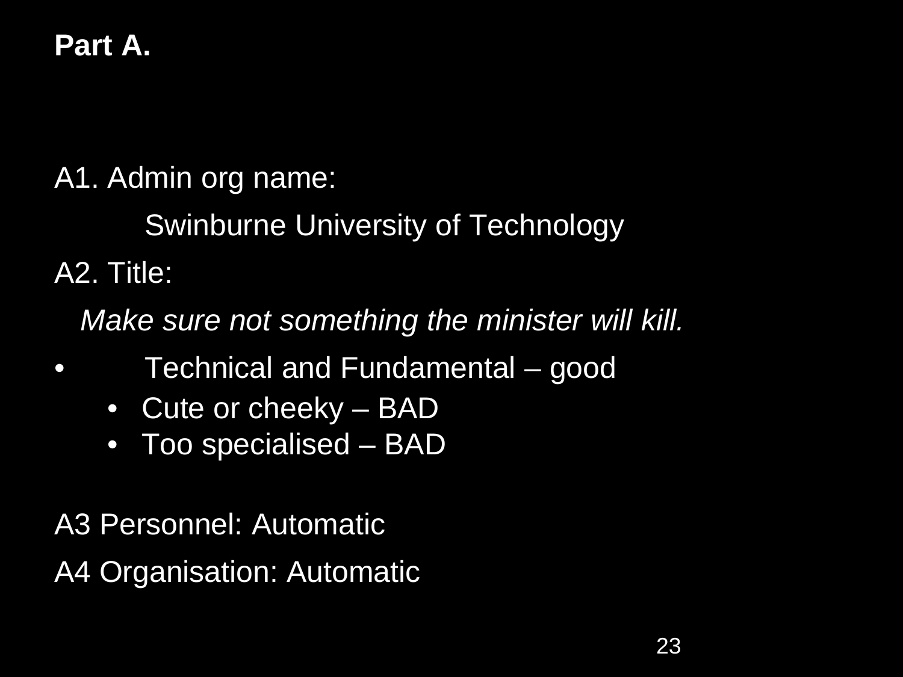**Part A.**

A1. Admin org name:

Swinburne University of Technology

A2. Title:

*Make sure not something the minister will kill.*

- Technical and Fundamental – good
  - Cute or cheeky – BAD
  - Too specialised – BAD

A3 Personnel: Automatic

A4 Organisation: Automatic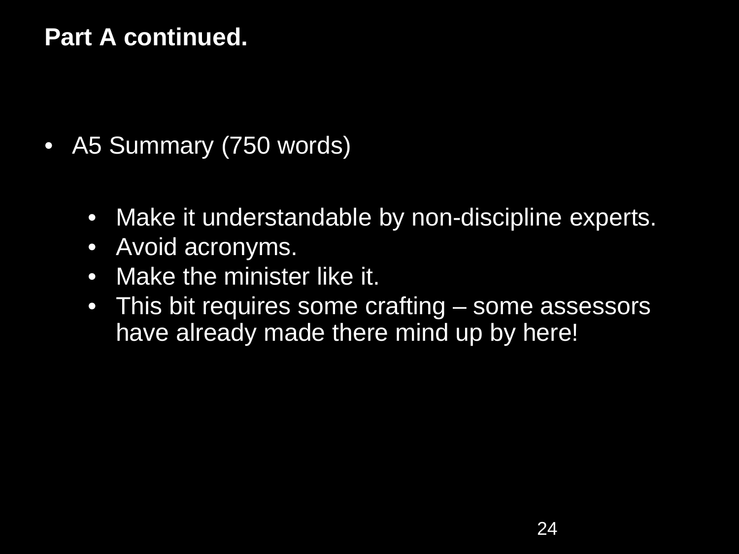**Part A continued.**

- A5 Summary (750 words)
  - Make it understandable by non-discipline experts.
  - Avoid acronyms.
  - Make the minister like it.
  - This bit requires some crafting – some assessors have already made there mind up by here!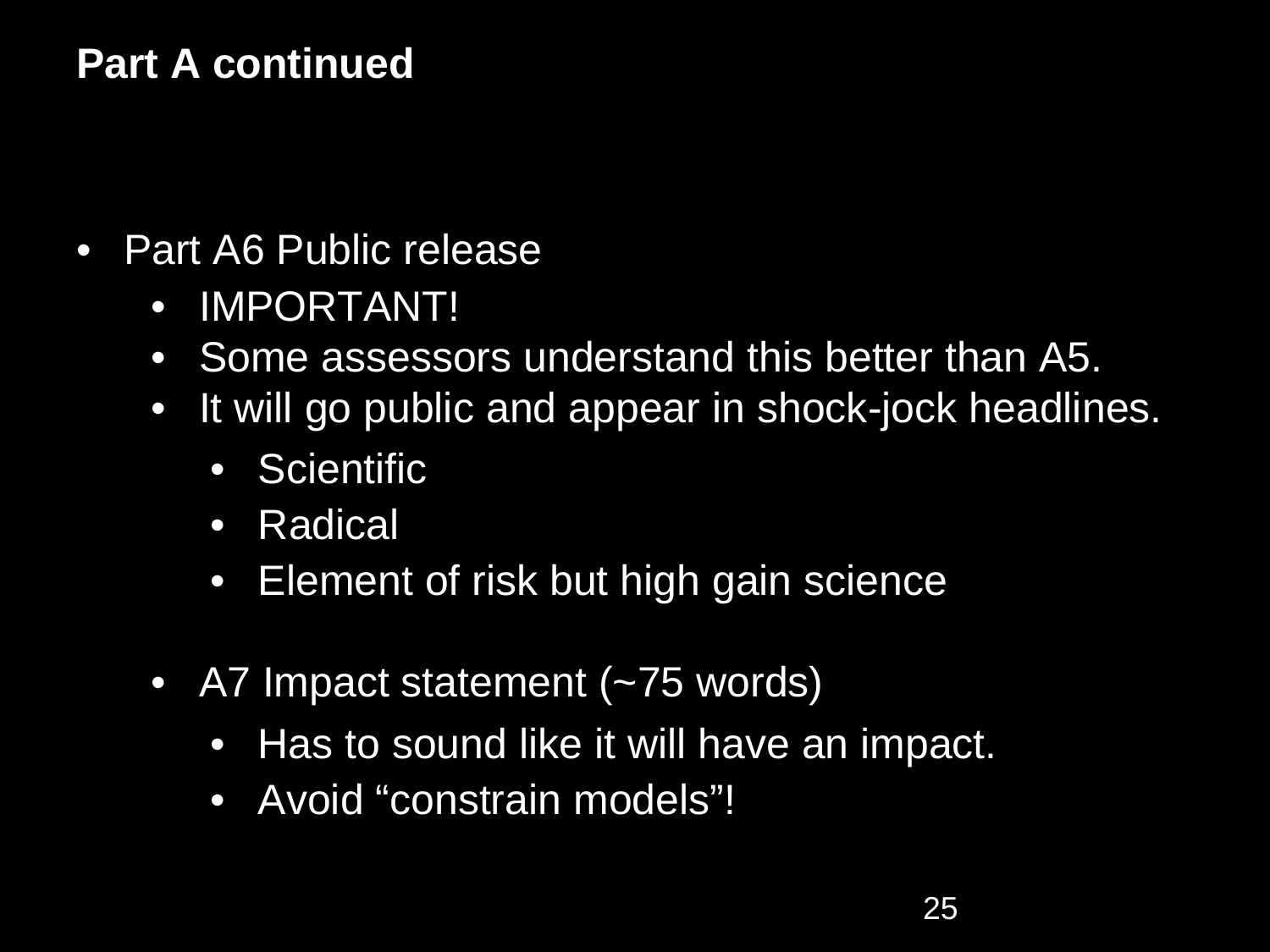# Part A continued

- Part A6 Public release
  - IMPORTANT!
  - Some assessors understand this better than A5.
  - It will go public and appear in shock-jock headlines.
    - Scientific
    - Radical
    - Element of risk but high gain science
  - A7 Impact statement (~75 words)
    - Has to sound like it will have an impact.
    - Avoid “constrain models”!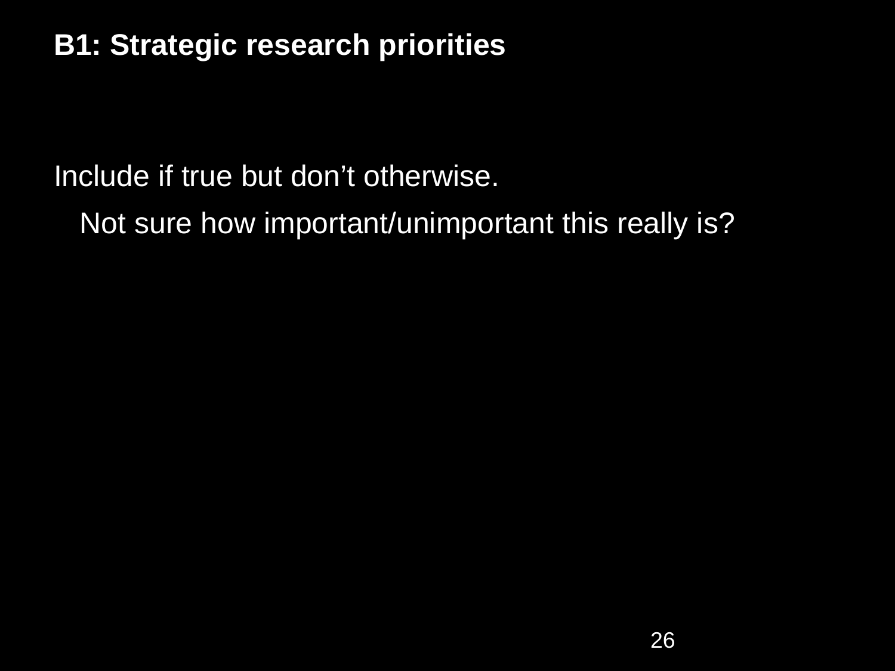## B1: Strategic research priorities

Include if true but don't otherwise.

Not sure how important/unimportant this really is?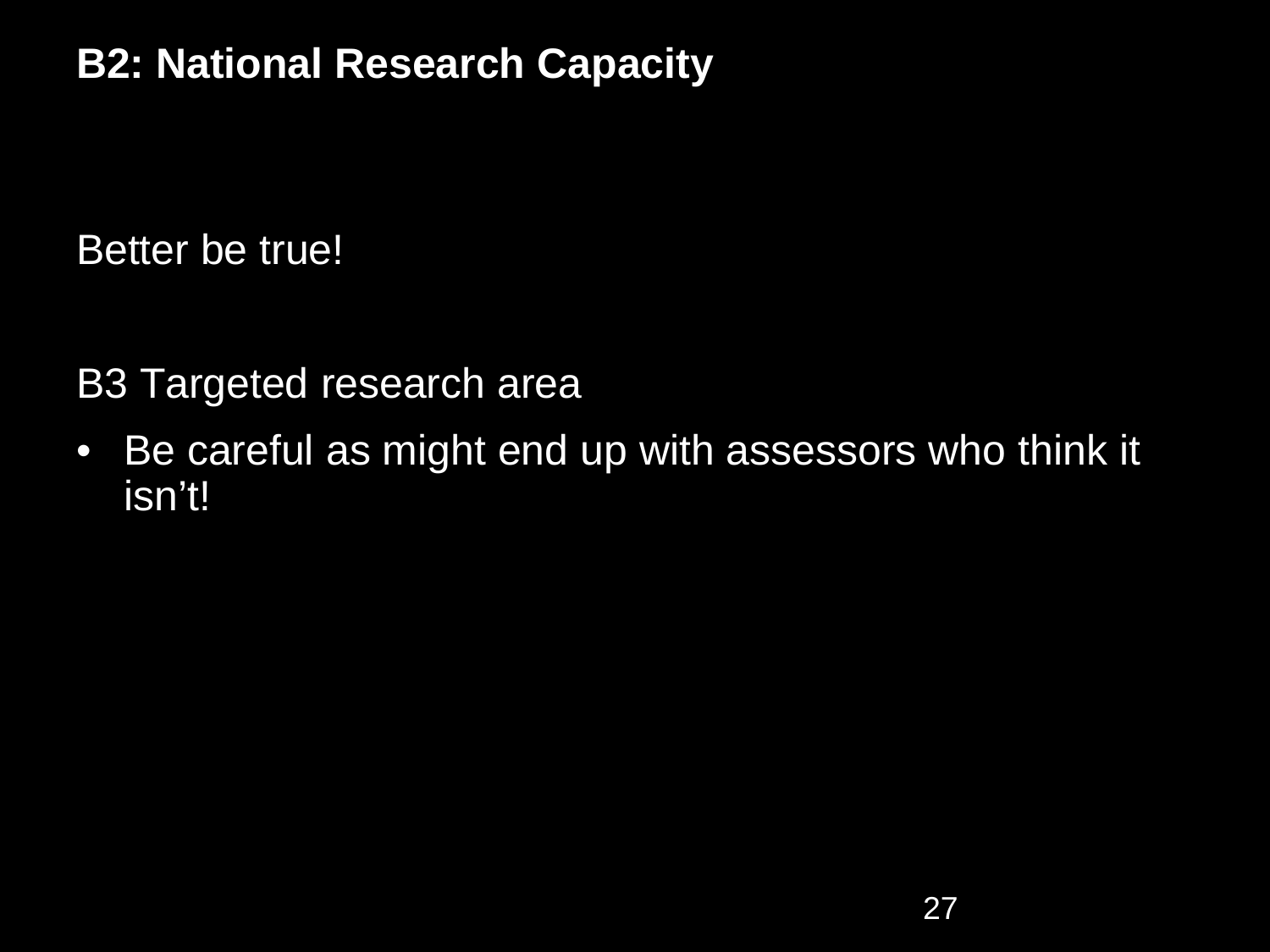## B2: National Research Capacity

Better be true!

B3 Targeted research area

- Be careful as might end up with assessors who think it isn't!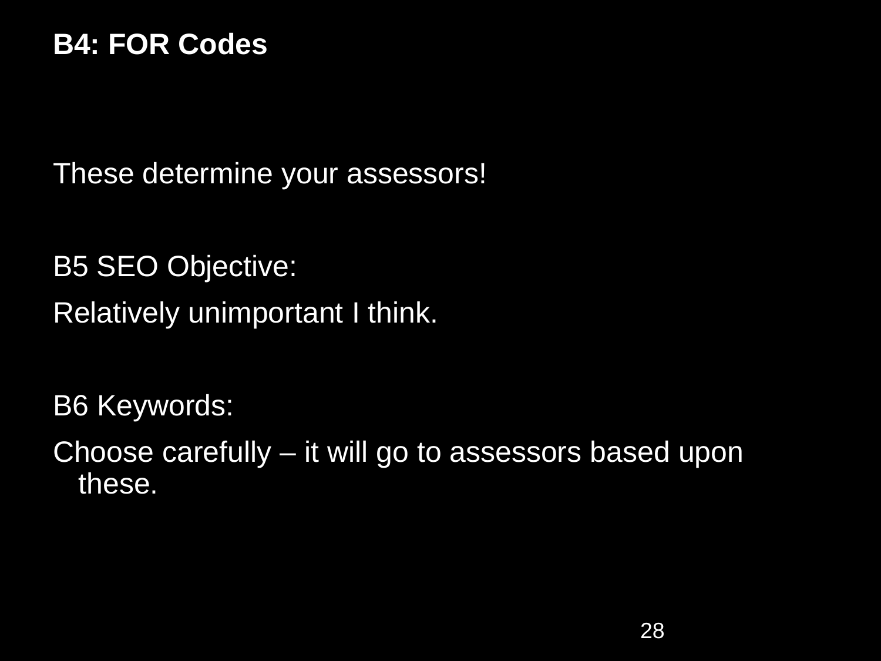**B4: FOR Codes**

These determine your assessors!

B5 SEO Objective:

Relatively unimportant I think.

B6 Keywords:

Choose carefully – it will go to assessors based upon these.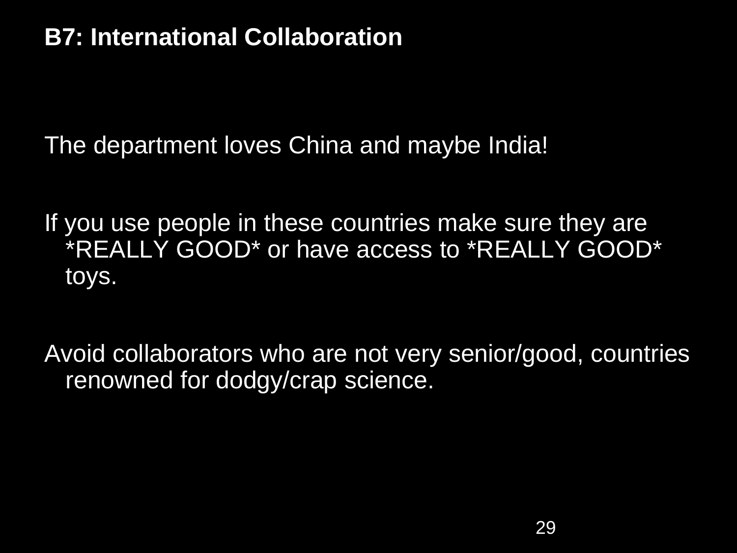**B7: International Collaboration**

The department loves China and maybe India!

If you use people in these countries make sure they are *REALLY GOOD* or have access to *REALLY GOOD* toys.

Avoid collaborators who are not very senior/good, countries renowned for dodgy/crap science.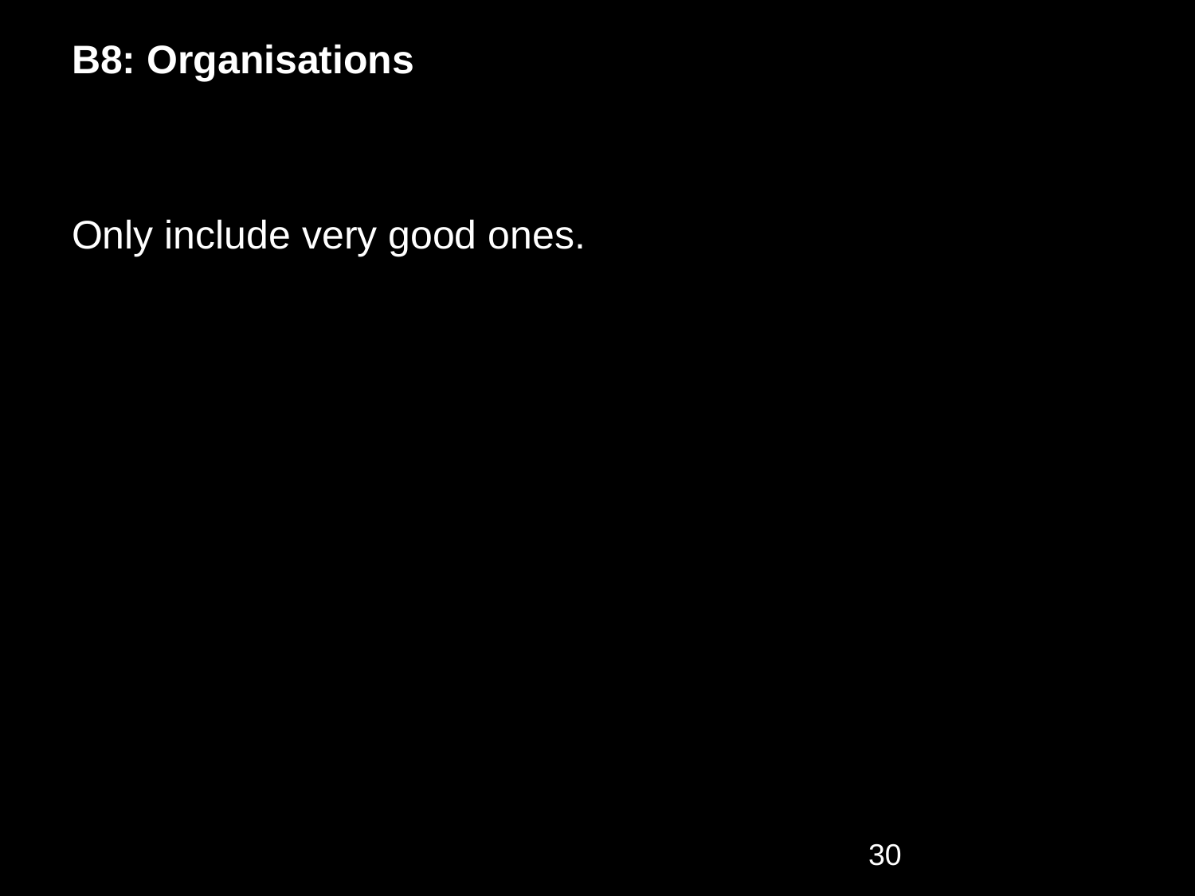**B8: Organisations**

Only include very good ones.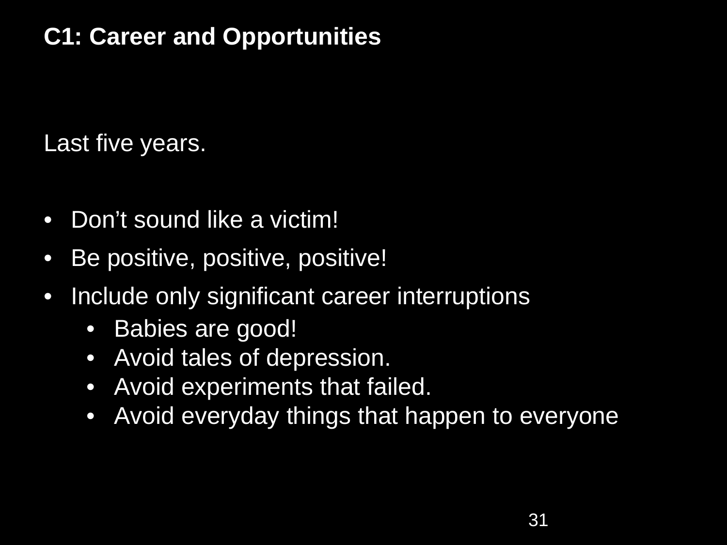# C1: Career and Opportunities

Last five years.

- Don’t sound like a victim!
- Be positive, positive, positive!
- Include only significant career interruptions
  - Babies are good!
  - Avoid tales of depression.
  - Avoid experiments that failed.
  - Avoid everyday things that happen to everyone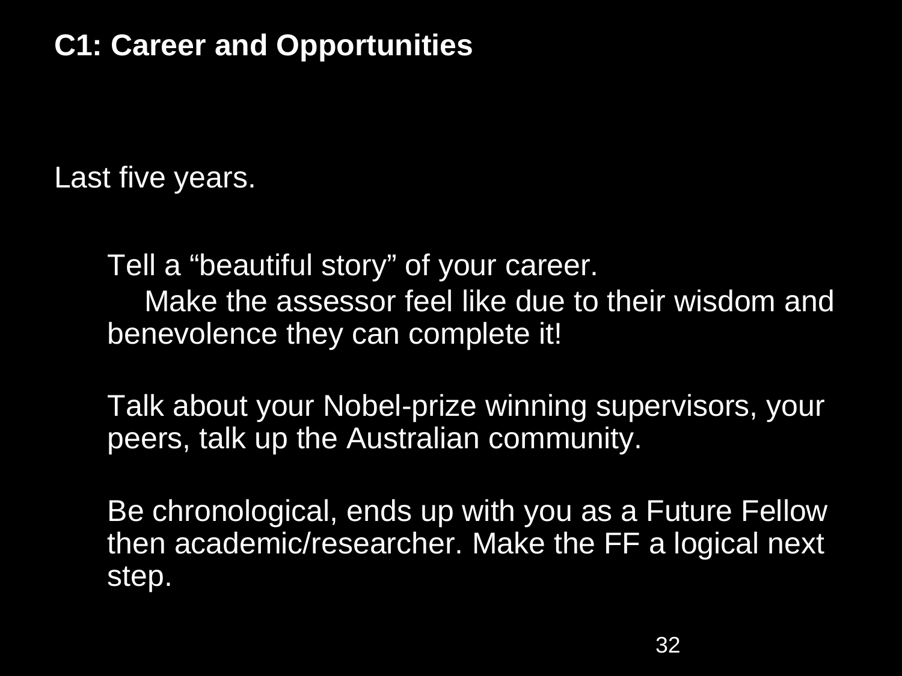## C1: Career and Opportunities

Last five years.

Tell a “beautiful story” of your career.
Make the assessor feel like due to their wisdom and benevolence they can complete it!

Talk about your Nobel-prize winning supervisors, your peers, talk up the Australian community.

Be chronological, ends up with you as a Future Fellow then academic/researcher. Make the FF a logical next step.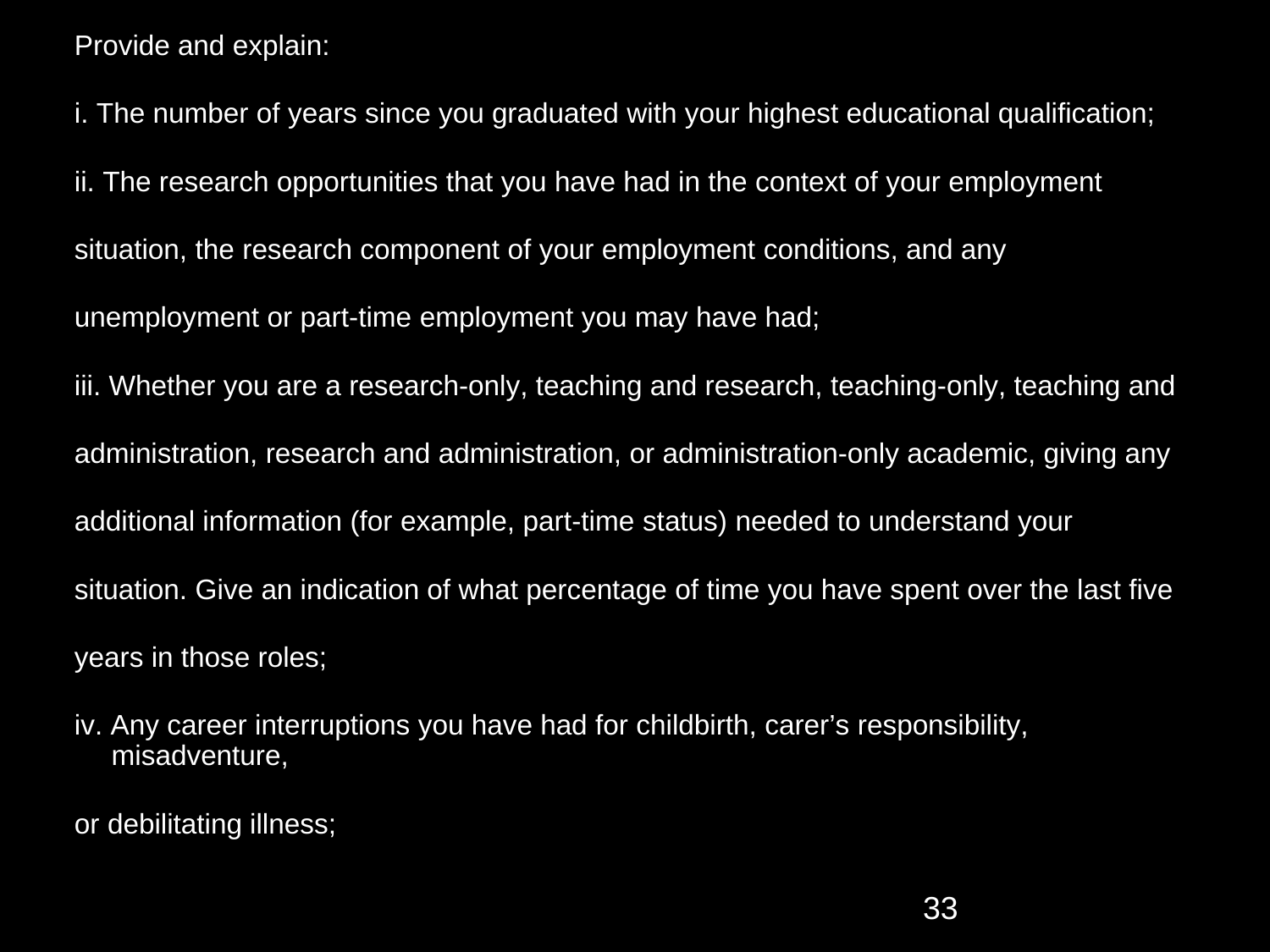Provide and explain:

i. The number of years since you graduated with your highest educational qualification;

ii. The research opportunities that you have had in the context of your employment situation, the research component of your employment conditions, and any unemployment or part-time employment you may have had;

iii. Whether you are a research-only, teaching and research, teaching-only, teaching and administration, research and administration, or administration-only academic, giving any additional information (for example, part-time status) needed to understand your situation. Give an indication of what percentage of time you have spent over the last five years in those roles;

iv. Any career interruptions you have had for childbirth, carer's responsibility, misadventure, or debilitating illness;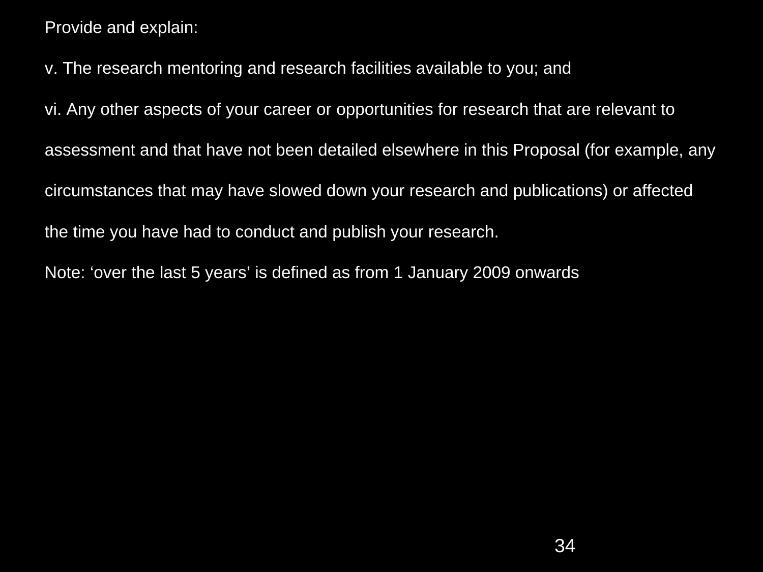Provide and explain:

v. The research mentoring and research facilities available to you; and

vi. Any other aspects of your career or opportunities for research that are relevant to assessment and that have not been detailed elsewhere in this Proposal (for example, any circumstances that may have slowed down your research and publications) or affected the time you have had to conduct and publish your research.

Note: ‘over the last 5 years’ is defined as from 1 January 2009 onwards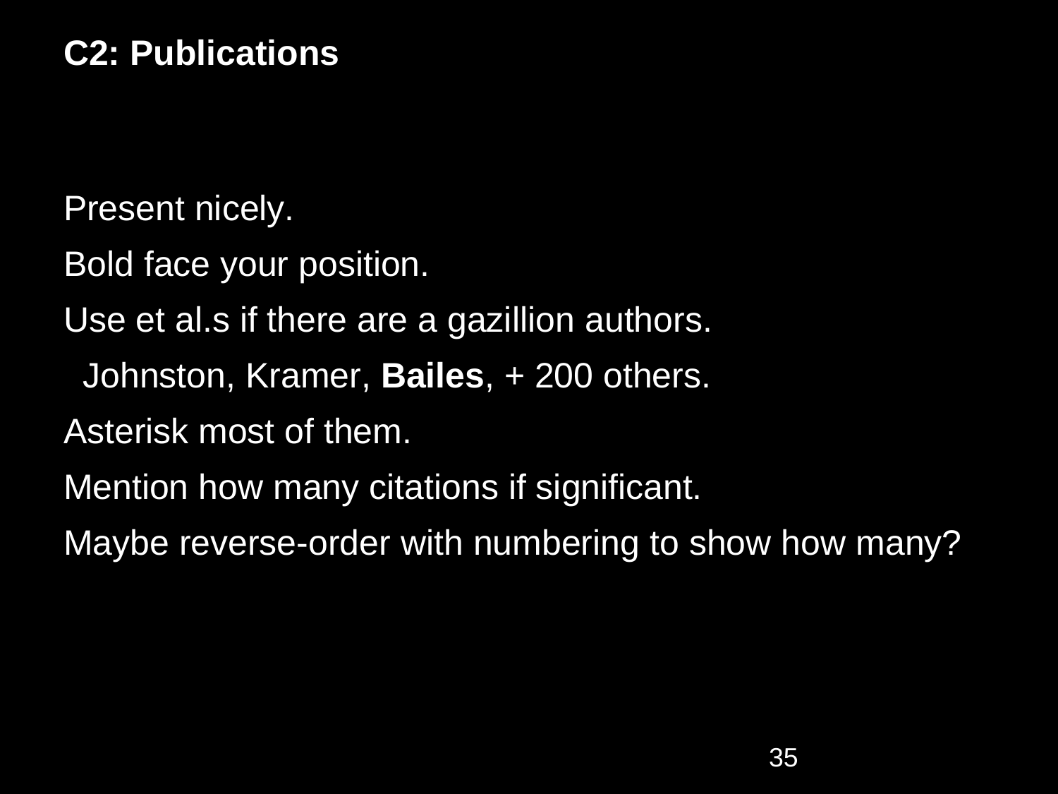## C2: Publications

Present nicely.

Bold face your position.

Use et al.s if there are a gazillion authors.

  Johnston, Kramer, **Bailes**, + 200 others.

Asterisk most of them.

Mention how many citations if significant.

Maybe reverse-order with numbering to show how many?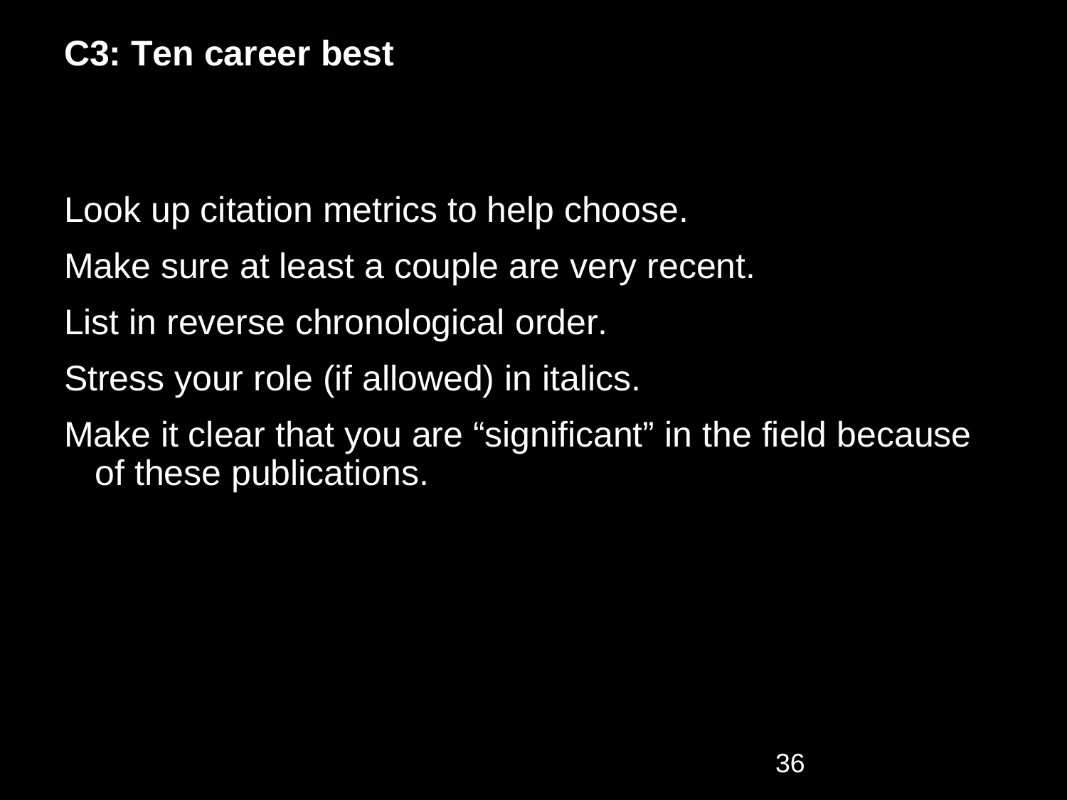**C3: Ten career best**

Look up citation metrics to help choose.

Make sure at least a couple are very recent.

List in reverse chronological order.

Stress your role (if allowed) in italics.

Make it clear that you are “significant” in the field because of these publications.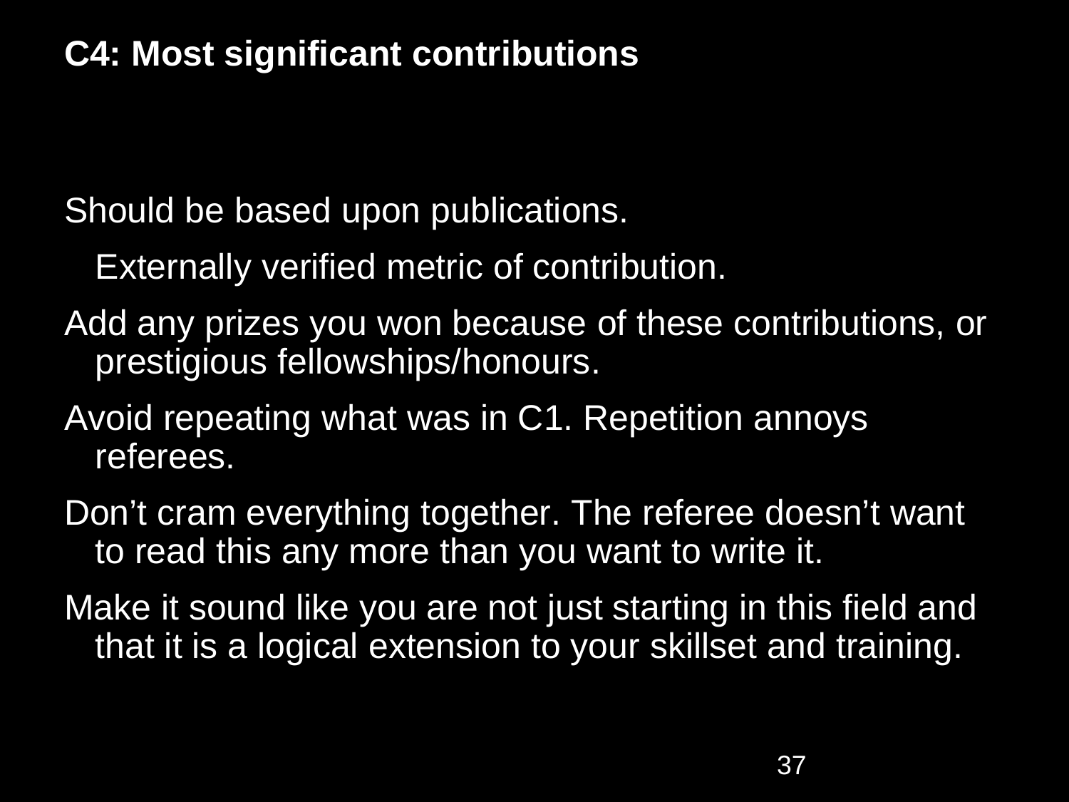## C4: Most significant contributions

Should be based upon publications.

Externally verified metric of contribution.

Add any prizes you won because of these contributions, or prestigious fellowships/honours.

Avoid repeating what was in C1. Repetition annoys referees.

Don’t cram everything together. The referee doesn’t want to read this any more than you want to write it.

Make it sound like you are not just starting in this field and that it is a logical extension to your skillset and training.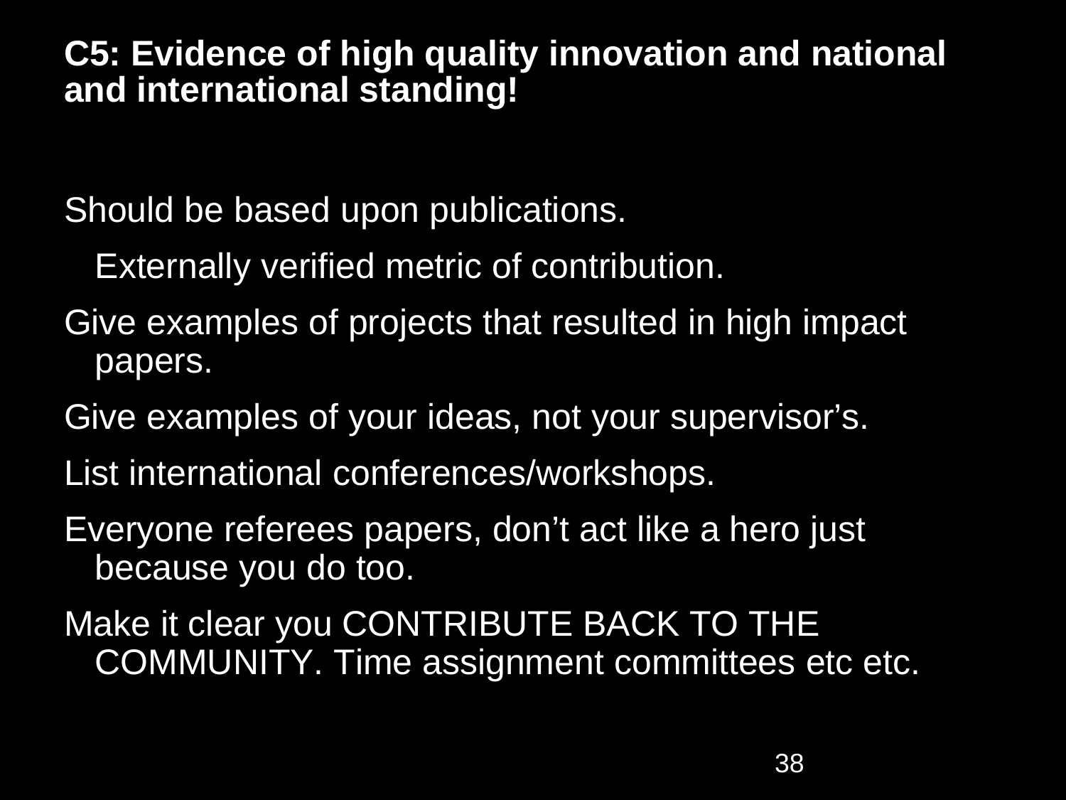## C5: Evidence of high quality innovation and national and international standing!

Should be based upon publications.

Externally verified metric of contribution.

Give examples of projects that resulted in high impact papers.

Give examples of your ideas, not your supervisor's.

List international conferences/workshops.

Everyone referees papers, don't act like a hero just because you do too.

Make it clear you CONTRIBUTE BACK TO THE COMMUNITY. Time assignment committees etc etc.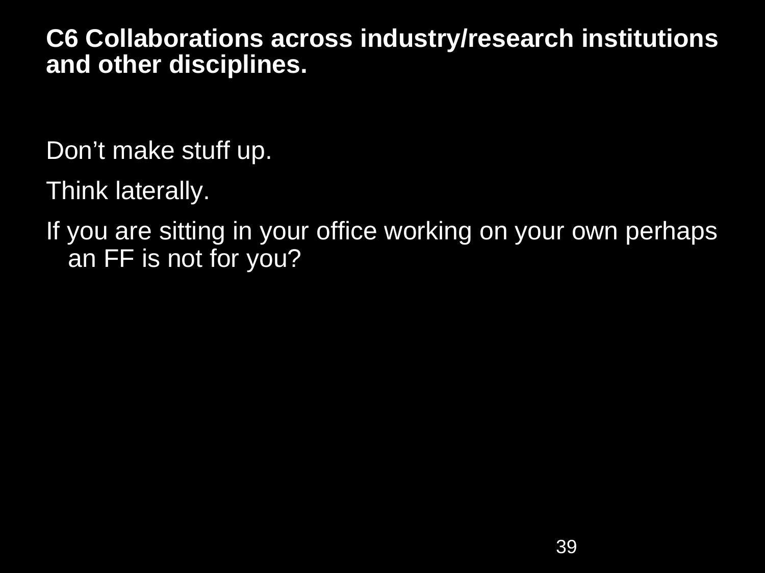## C6 Collaborations across industry/research institutions and other disciplines.

Don’t make stuff up.

Think laterally.

If you are sitting in your office working on your own perhaps an FF is not for you?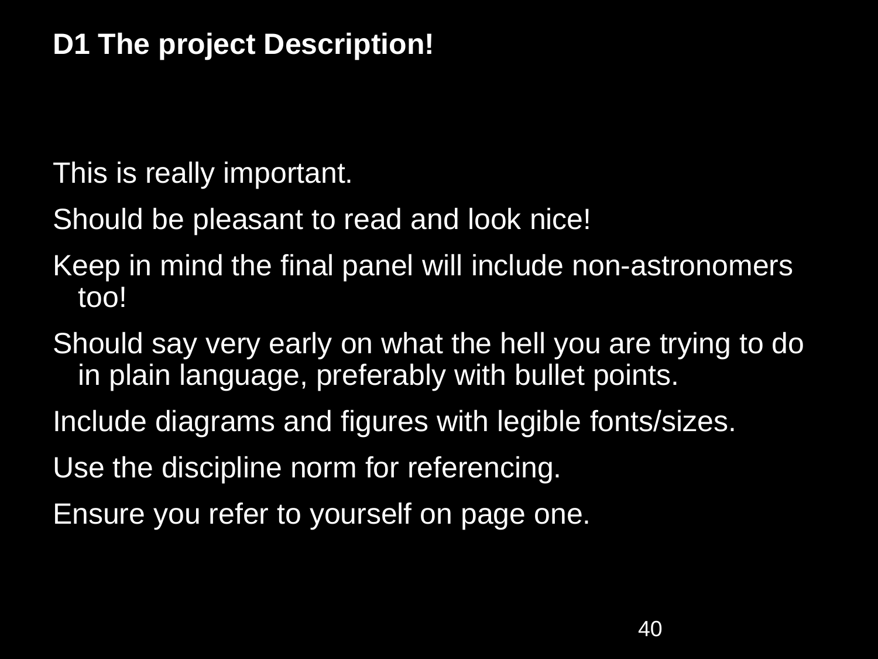## D1 The project Description!

This is really important.

Should be pleasant to read and look nice!

Keep in mind the final panel will include non-astronomers too!

Should say very early on what the hell you are trying to do in plain language, preferably with bullet points.

Include diagrams and figures with legible fonts/sizes.

Use the discipline norm for referencing.

Ensure you refer to yourself on page one.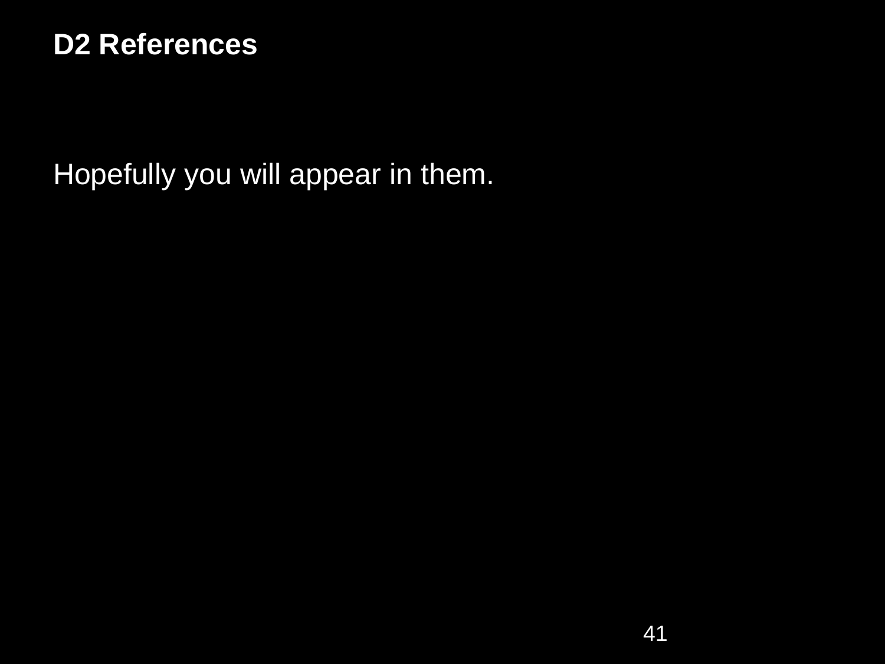# D2 References

Hopefully you will appear in them.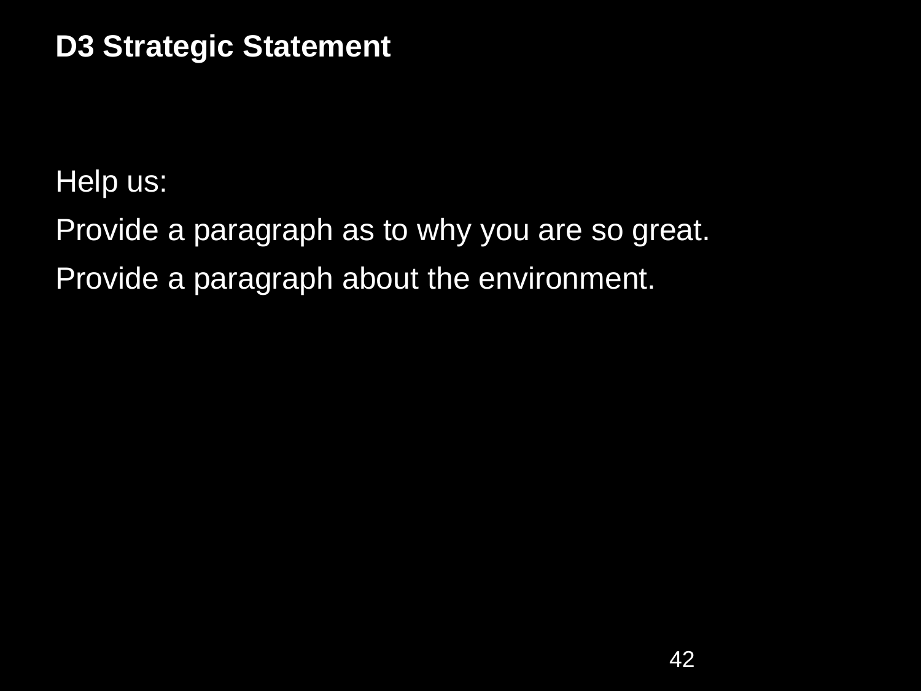## D3 Strategic Statement

Help us:

Provide a paragraph as to why you are so great.

Provide a paragraph about the environment.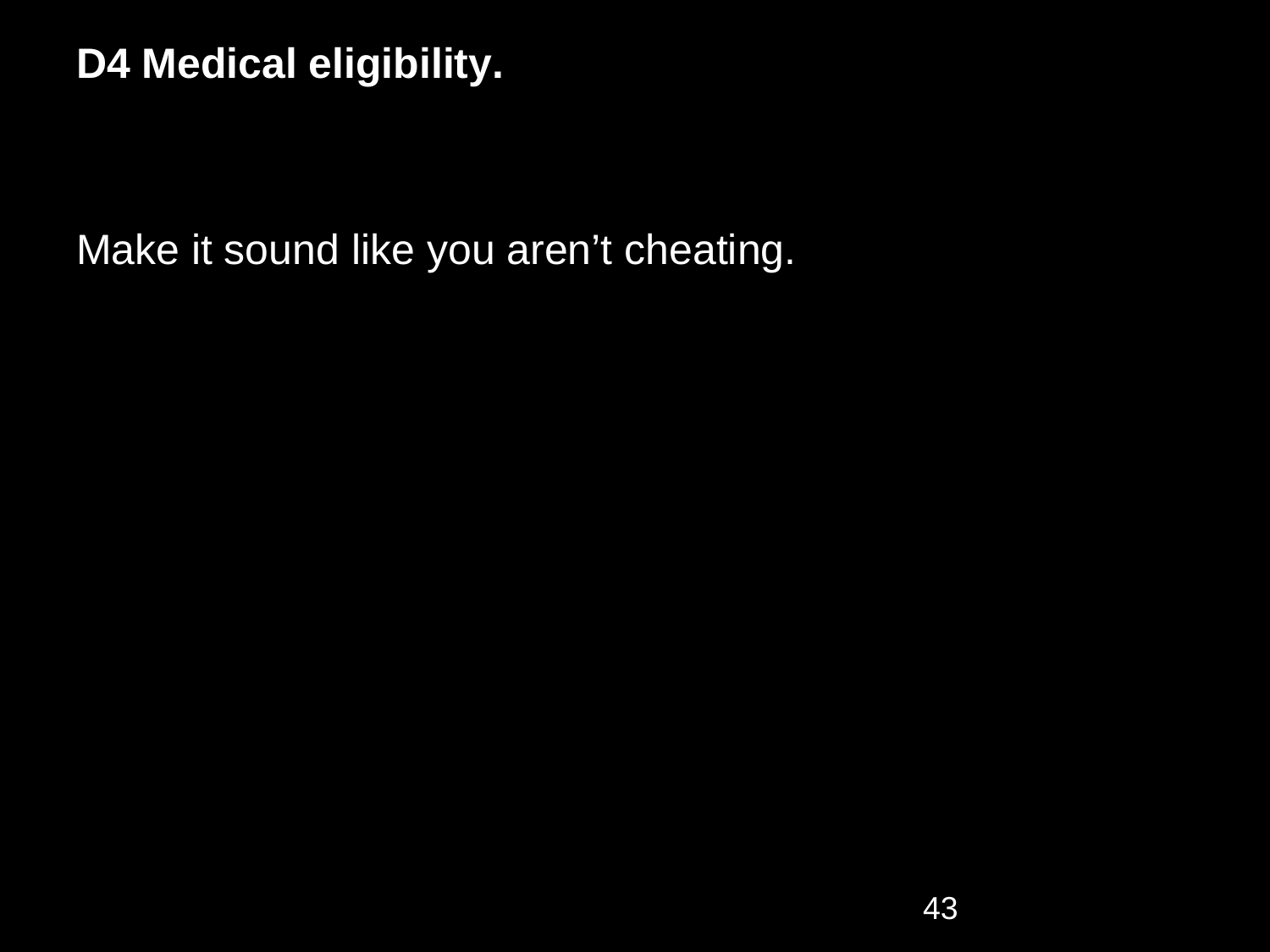**D4 Medical eligibility.**

Make it sound like you aren't cheating.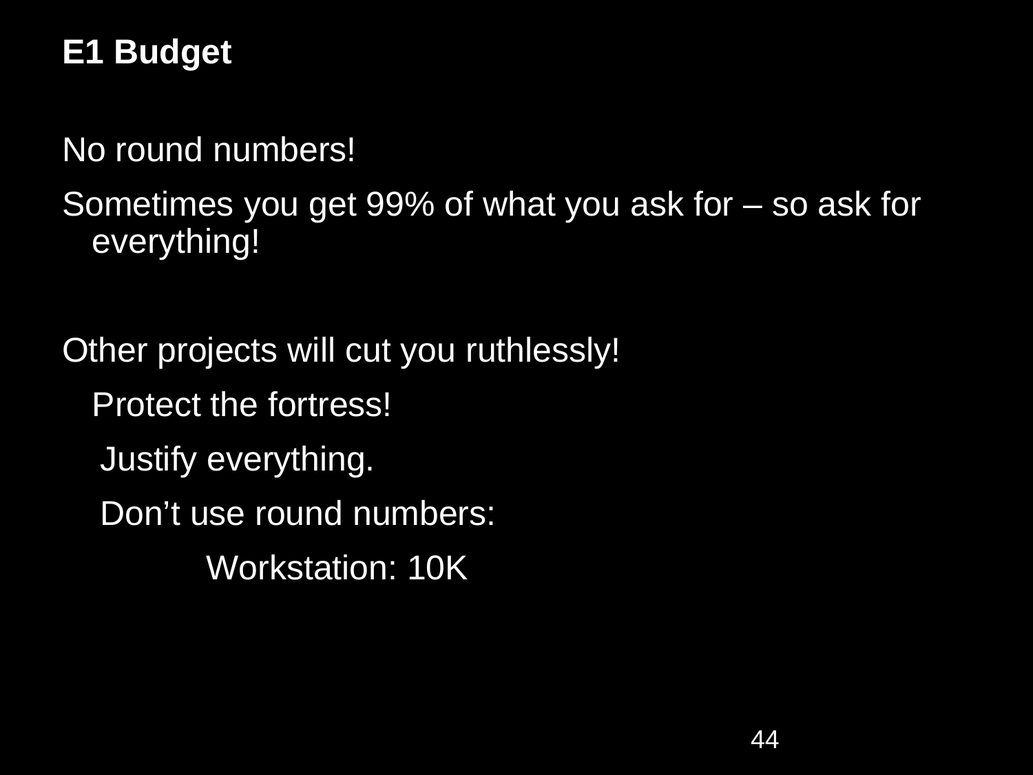**E1 Budget**

No round numbers!

Sometimes you get 99% of what you ask for – so ask for everything!

Other projects will cut you ruthlessly!

Protect the fortress!

Justify everything.

Don’t use round numbers:

Workstation: 10K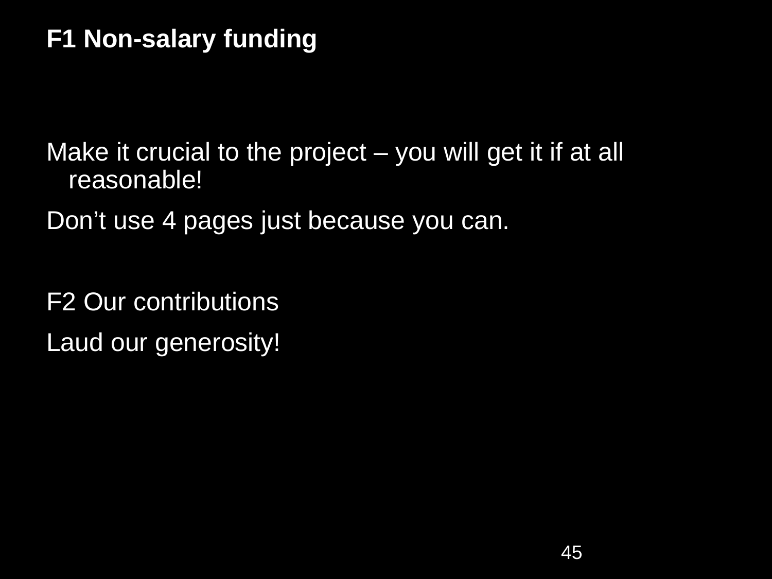**F1 Non-salary funding**

Make it crucial to the project – you will get it if at all reasonable!

Don't use 4 pages just because you can.

F2 Our contributions

Laud our generosity!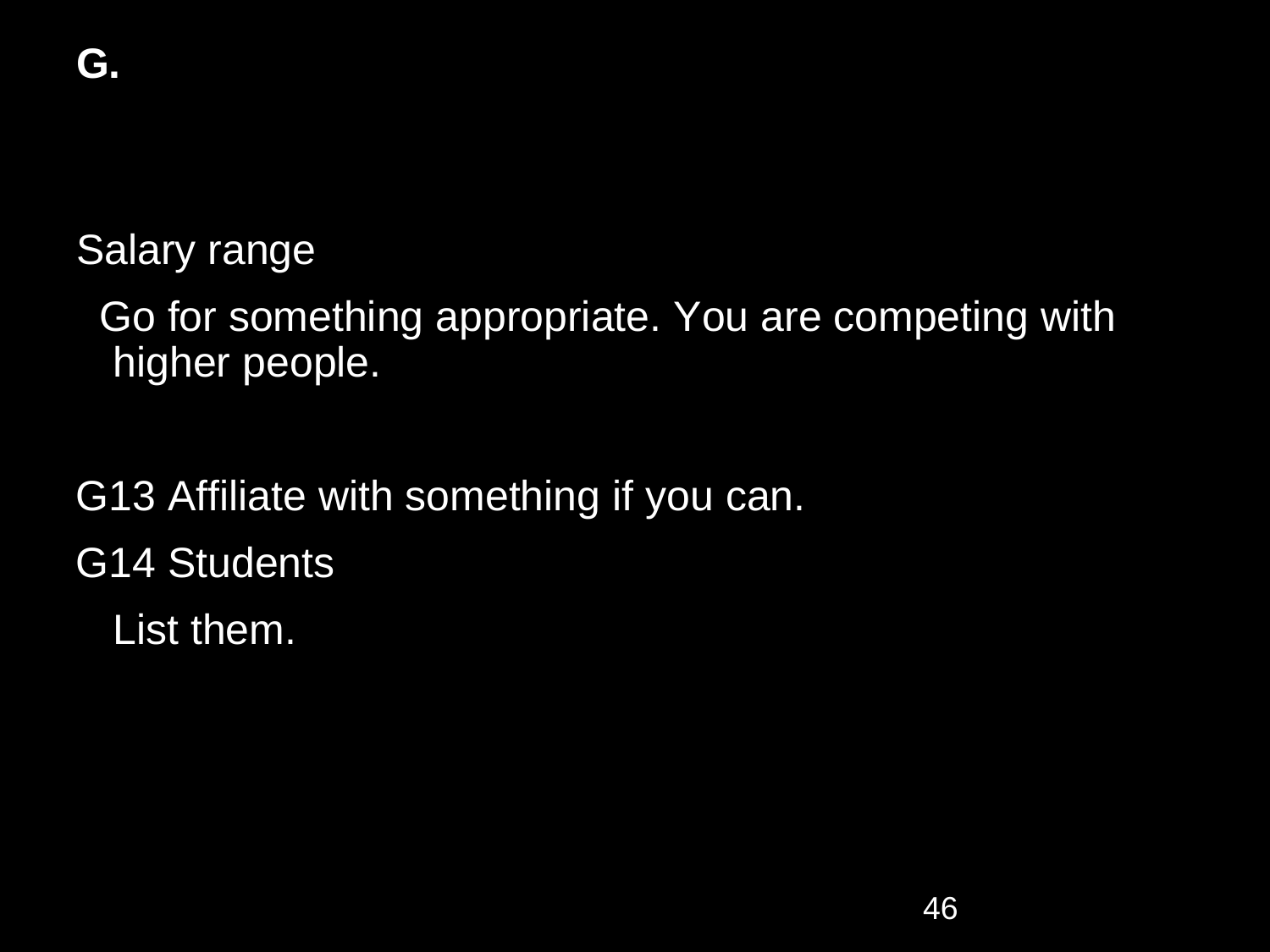**G.**

Salary range

Go for something appropriate. You are competing with higher people.

G13 Affiliate with something if you can.

G14 Students

List them.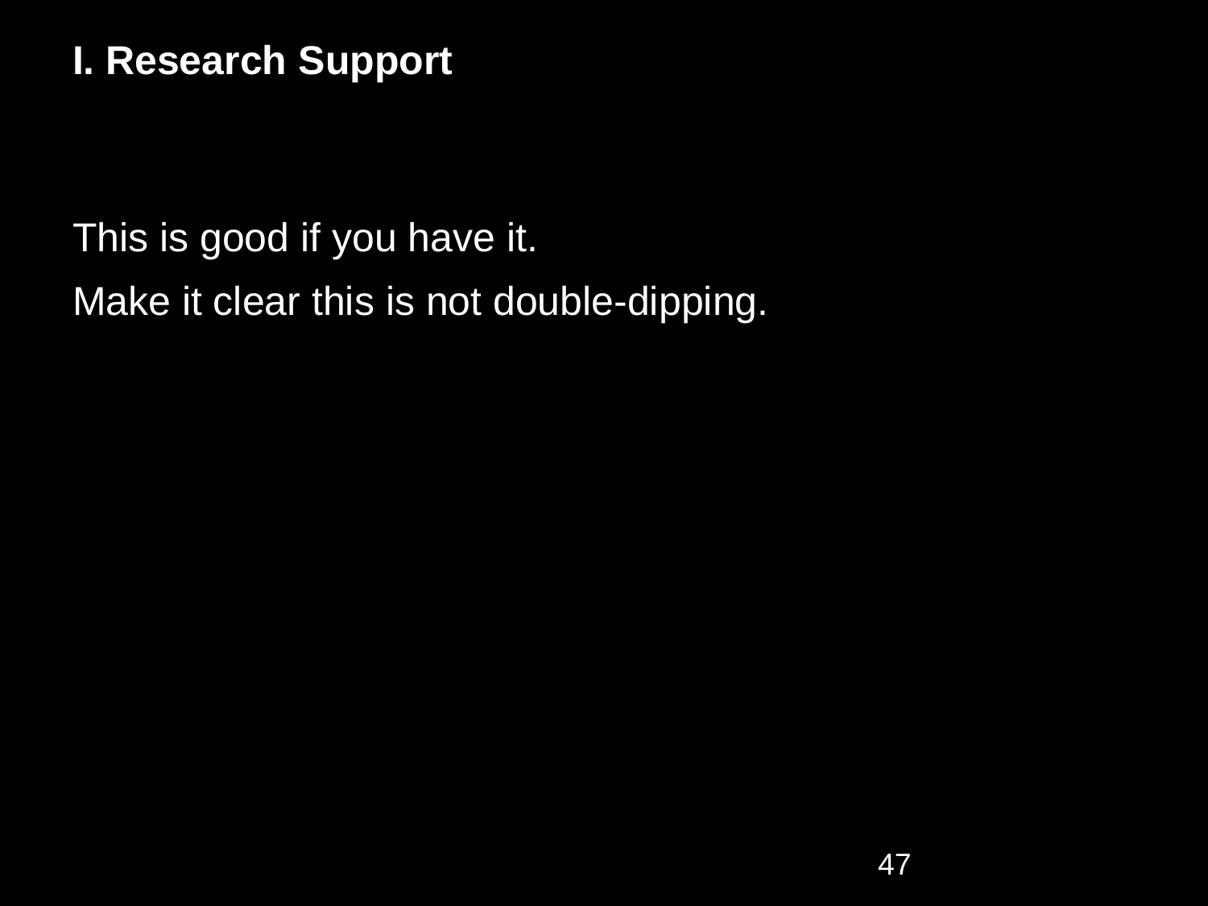# I. Research Support

This is good if you have it.

Make it clear this is not double-dipping.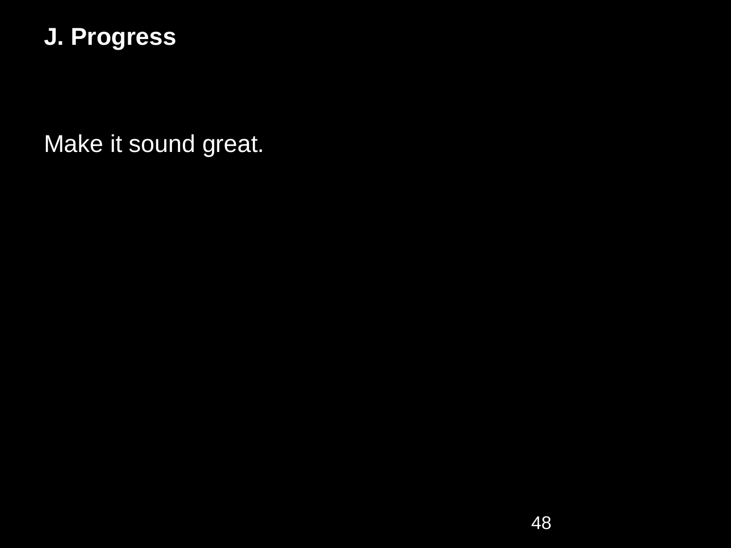## J. Progress

Make it sound great.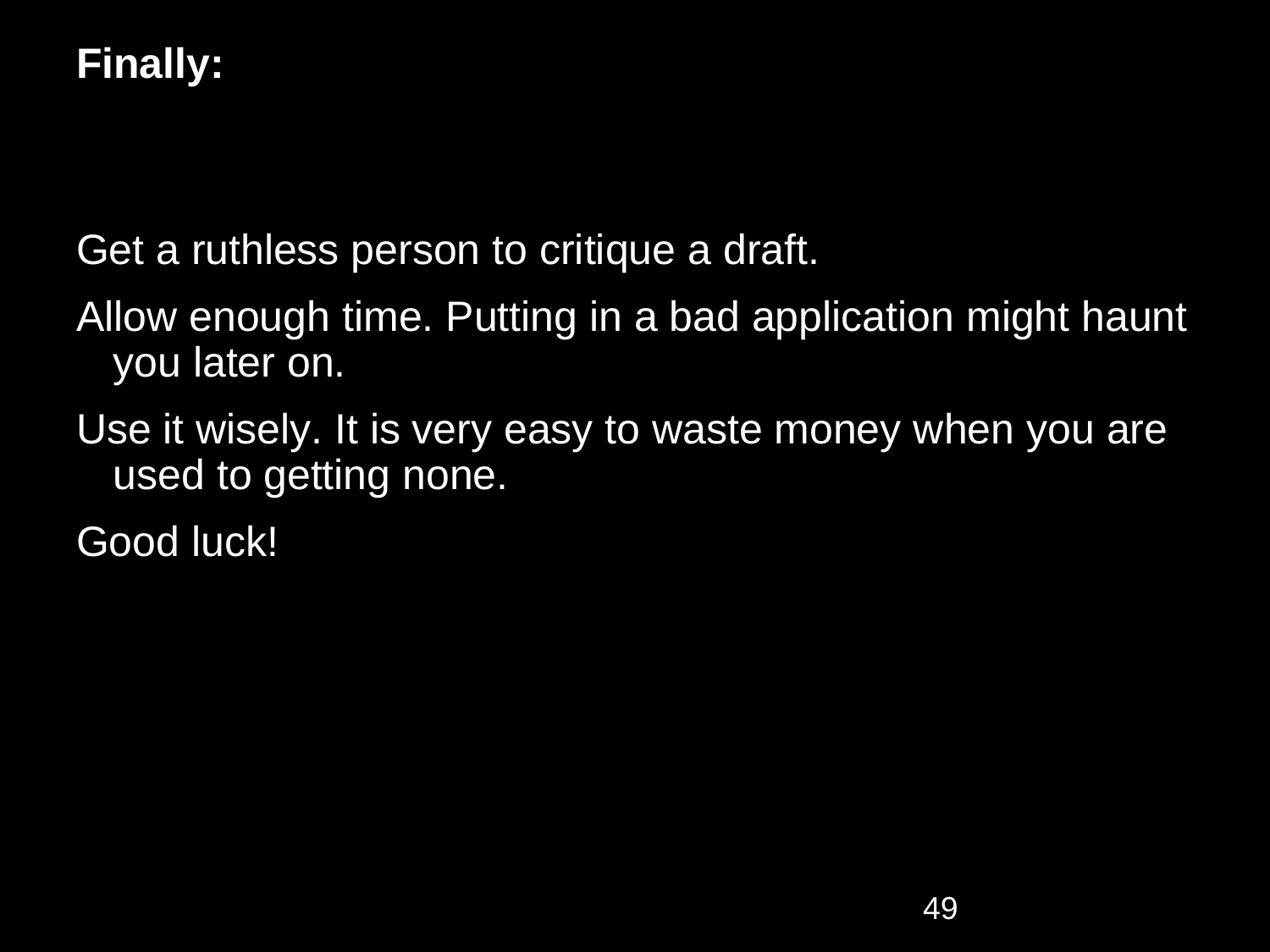**Finally:**

Get a ruthless person to critique a draft.

Allow enough time. Putting in a bad application might haunt you later on.

Use it wisely. It is very easy to waste money when you are used to getting none.

Good luck!